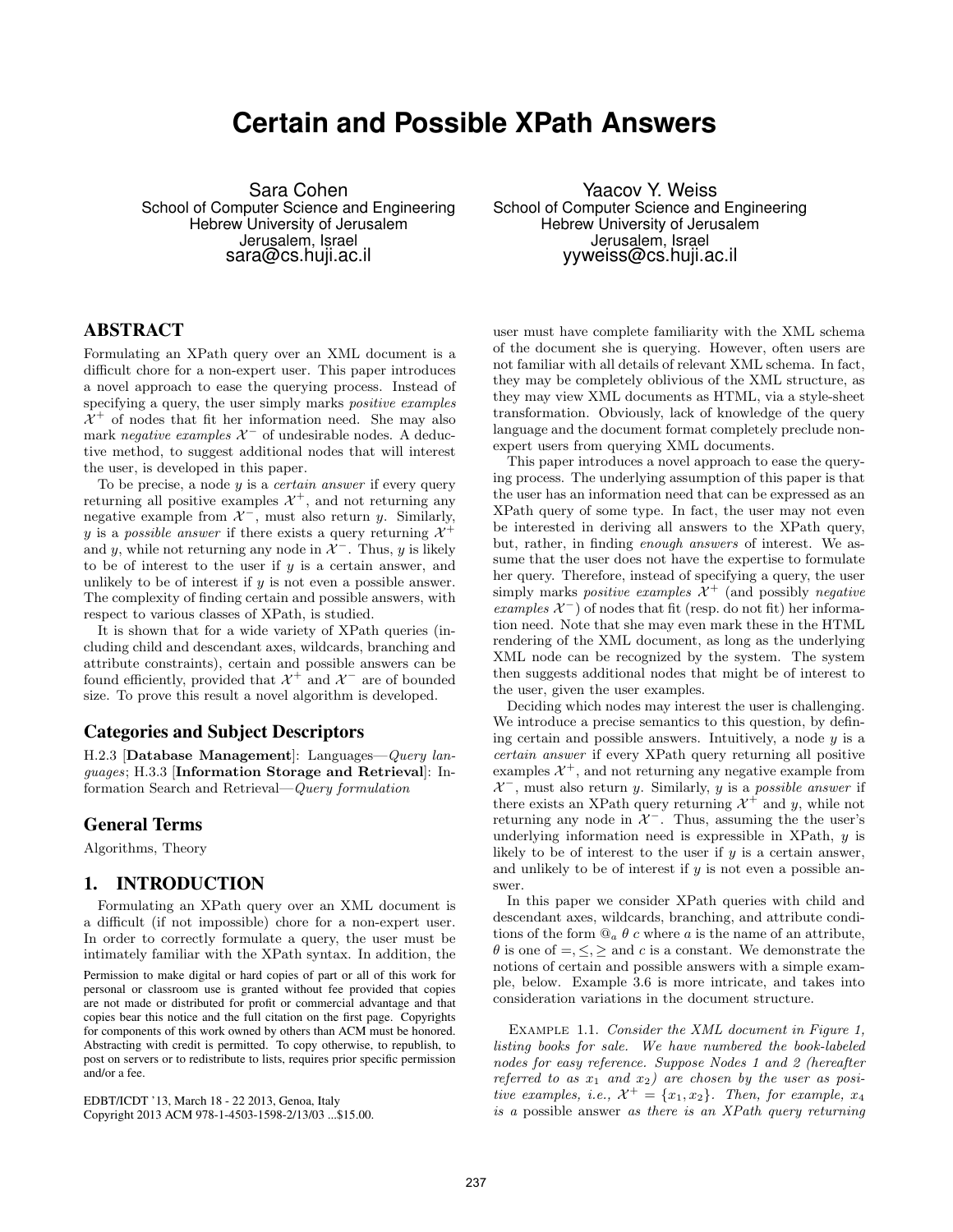# Certain and Possible XPath Answers

Sara Cohen
School of Computer Science and Engineering
Hebrew University of Jerusalem
Jerusalem, Israel
sara@cs.huji.ac.il

Yaacov Y. Weiss
School of Computer Science and Engineering
Hebrew University of Jerusalem
Jerusalem, Israel
yyweiss@cs.huji.ac.il

## ABSTRACT

Formulating an XPath query over an XML document is a difficult chore for a non-expert user. This paper introduces a novel approach to ease the querying process. Instead of specifying a query, the user simply marks *positive examples* $\mathcal{X}^+$ of nodes that fit her information need. She may also mark *negative examples* $\mathcal{X}^-$ of undesirable nodes. A deductive method, to suggest additional nodes that will interest the user, is developed in this paper.

To be precise, a node $y$ is a *certain answer* if every query returning all positive examples $\mathcal{X}^+$, and not returning any negative example from $\mathcal{X}^-$, must also return $y$. Similarly, $y$ is a *possible answer* if there exists a query returning $\mathcal{X}^+$ and $y$, while not returning any node in $\mathcal{X}^-$. Thus, $y$ is likely to be of interest to the user if $y$ is a certain answer, and unlikely to be of interest if $y$ is not even a possible answer. The complexity of finding certain and possible answers, with respect to various classes of XPath, is studied.

It is shown that for a wide variety of XPath queries (including child and descendant axes, wildcards, branching and attribute constraints), certain and possible answers can be found efficiently, provided that $\mathcal{X}^+$ and $\mathcal{X}^-$ are of bounded size. To prove this result a novel algorithm is developed.

### Categories and Subject Descriptors

H.2.3 [**Database Management**]: Languages—*Query languages*; H.3.3 [**Information Storage and Retrieval**]: Information Search and Retrieval—*Query formulation*

### General Terms

Algorithms, Theory

## 1. INTRODUCTION

Formulating an XPath query over an XML document is a difficult (if not impossible) chore for a non-expert user. In order to correctly formulate a query, the user must be intimately familiar with the XPath syntax. In addition, the user must have complete familiarity with the XML schema of the document she is querying. However, often users are not familiar with all details of relevant XML schema. In fact, they may be completely oblivious of the XML structure, as they may view XML documents as HTML, via a style-sheet transformation. Obviously, lack of knowledge of the query language and the document format completely preclude non-expert users from querying XML documents.

Permission to make digital or hard copies of part or all of this work for personal or classroom use is granted without fee provided that copies are not made or distributed for profit or commercial advantage and that copies bear this notice and the full citation on the first page. Copyrights for components of this work owned by others than ACM must be honored. Abstracting with credit is permitted. To copy otherwise, to republish, to post on servers or to redistribute to lists, requires prior specific permission and/or a fee.

EDBT/ICDT '13, March 18 - 22 2013, Genoa, Italy
Copyright 2013 ACM 978-1-4503-1598-2/13/03 ...$15.00.

This paper introduces a novel approach to ease the querying process. The underlying assumption of this paper is that the user has an information need that can be expressed as an XPath query of some type. In fact, the user may not even be interested in deriving all answers to the XPath query, but, rather, in finding *enough answers* of interest. We assume that the user does not have the expertise to formulate her query. Therefore, instead of specifying a query, the user simply marks *positive examples* $\mathcal{X}^+$ (and possibly *negative examples* $\mathcal{X}^-$) of nodes that fit (resp. do not fit) her information need. Note that she may even mark these in the HTML rendering of the XML document, as long as the underlying XML node can be recognized by the system. The system then suggests additional nodes that might be of interest to the user, given the user examples.

Deciding which nodes may interest the user is challenging. We introduce a precise semantics to this question, by defining certain and possible answers. Intuitively, a node $y$ is a *certain answer* if every XPath query returning all positive examples $\mathcal{X}^+$, and not returning any negative example from $\mathcal{X}^-$, must also return $y$. Similarly, $y$ is a *possible answer* if there exists an XPath query returning $\mathcal{X}^+$ and $y$, while not returning any node in $\mathcal{X}^-$. Thus, assuming the the user's underlying information need is expressible in XPath, $y$ is likely to be of interest to the user if $y$ is a certain answer, and unlikely to be of interest if $y$ is not even a possible answer.

In this paper we consider XPath queries with child and descendant axes, wildcards, branching, and attribute conditions of the form $@_a\ \theta\ c$ where $a$ is the name of an attribute, $\theta$ is one of $=, \leq, \geq$ and $c$ is a constant. We demonstrate the notions of certain and possible answers with a simple example, below. Example 3.6 is more intricate, and takes into consideration variations in the document structure.

Example 1.1. *Consider the XML document in Figure 1, listing books for sale. We have numbered the book-labeled nodes for easy reference. Suppose Nodes 1 and 2 (hereafter referred to as $x_1$ and $x_2$) are chosen by the user as positive examples, i.e., $\mathcal{X}^+ = \{x_1, x_2\}$. Then, for example, $x_4$ is a* possible answer *as there is an XPath query returning*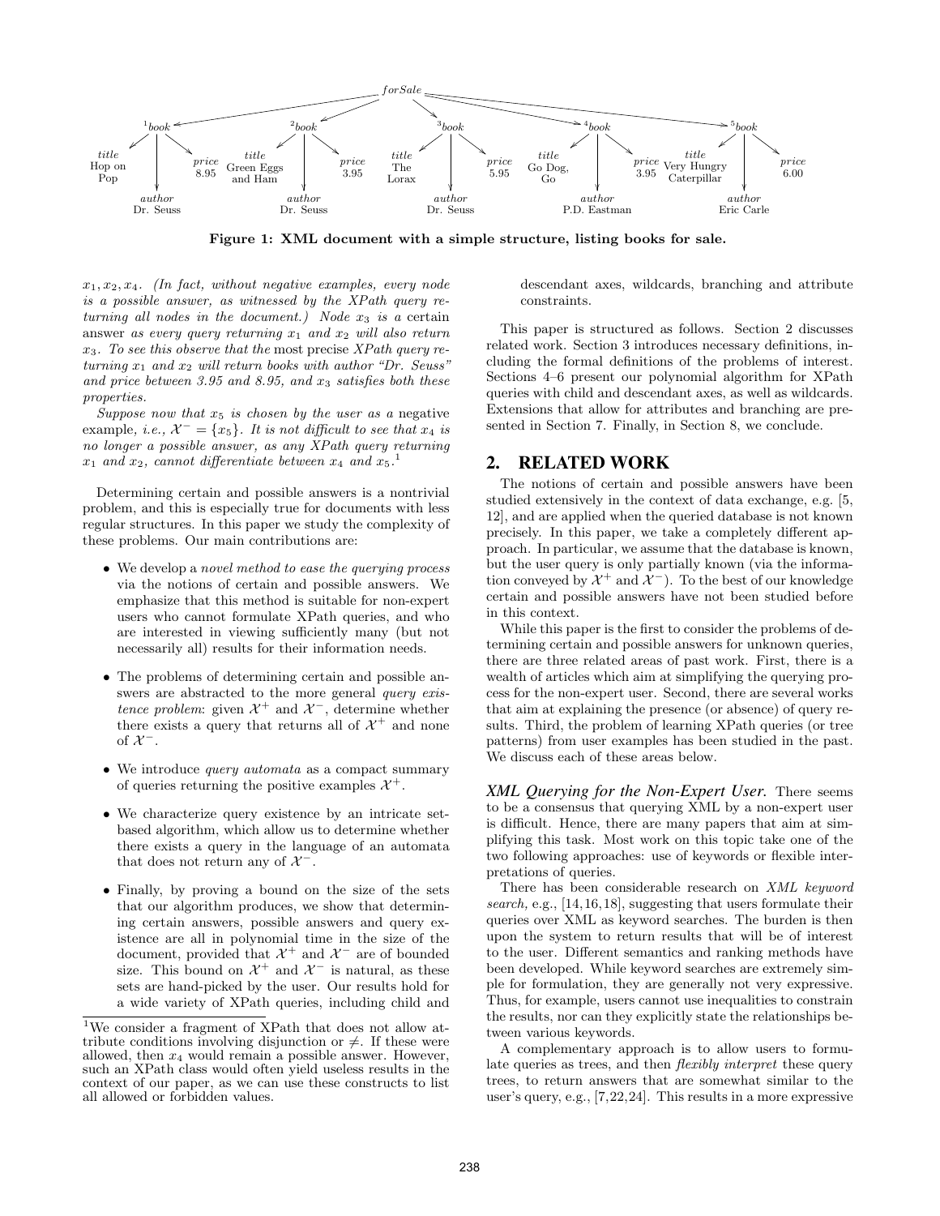Figure 1: XML document with a simple structure, listing books for sale.

$x_1, x_2, x_4$. *(In fact, without negative examples, every node is a possible answer, as witnessed by the XPath query returning all nodes in the document.) Node* $x_3$ *is a* certain answer *as every query returning* $x_1$ *and* $x_2$ *will also return* $x_3$. *To see this observe that the* most precise *XPath query returning* $x_1$ *and* $x_2$ *will return books with author "Dr. Seuss" and price between 3.95 and 8.95, and* $x_3$ *satisfies both these properties.*

*Suppose now that* $x_5$ *is chosen by the user as a* negative example, *i.e.,* $\mathcal{X}^- = \{x_5\}$. *It is not difficult to see that* $x_4$ *is no longer a possible answer, as any XPath query returning* $x_1$ *and* $x_2$, *cannot differentiate between* $x_4$ *and* $x_5$.[1]

Determining certain and possible answers is a nontrivial problem, and this is especially true for documents with less regular structures. In this paper we study the complexity of these problems. Our main contributions are:

- We develop a *novel method to ease the querying process* via the notions of certain and possible answers. We emphasize that this method is suitable for non-expert users who cannot formulate XPath queries, and who are interested in viewing sufficiently many (but not necessarily all) results for their information needs.
- The problems of determining certain and possible answers are abstracted to the more general *query existence problem*: given $\mathcal{X}^+$ and $\mathcal{X}^-$, determine whether there exists a query that returns all of $\mathcal{X}^+$ and none of $\mathcal{X}^-$.
- We introduce *query automata* as a compact summary of queries returning the positive examples $\mathcal{X}^+$.
- We characterize query existence by an intricate set-based algorithm, which allow us to determine whether there exists a query in the language of an automata that does not return any of $\mathcal{X}^-$.
- Finally, by proving a bound on the size of the sets that our algorithm produces, we show that determining certain answers, possible answers and query existence are all in polynomial time in the size of the document, provided that $\mathcal{X}^+$ and $\mathcal{X}^-$ are of bounded size. This bound on $\mathcal{X}^+$ and $\mathcal{X}^-$ is natural, as these sets are hand-picked by the user. Our results hold for a wide variety of XPath queries, including child and descendant axes, wildcards, branching and attribute constraints.

[1] We consider a fragment of XPath that does not allow attribute conditions involving disjunction or $\neq$. If these were allowed, then $x_4$ would remain a possible answer. However, such an XPath class would often yield useless results in the context of our paper, as we can use these constructs to list all allowed or forbidden values.

This paper is structured as follows. Section 2 discusses related work. Section 3 introduces necessary definitions, including the formal definitions of the problems of interest. Sections 4–6 present our polynomial algorithm for XPath queries with child and descendant axes, as well as wildcards. Extensions that allow for attributes and branching are presented in Section 7. Finally, in Section 8, we conclude.

## 2. RELATED WORK

The notions of certain and possible answers have been studied extensively in the context of data exchange, e.g. [5, 12], and are applied when the queried database is not known precisely. In this paper, we take a completely different approach. In particular, we assume that the database is known, but the user query is only partially known (via the information conveyed by $\mathcal{X}^+$ and $\mathcal{X}^-$). To the best of our knowledge certain and possible answers have not been studied before in this context.

While this paper is the first to consider the problems of determining certain and possible answers for unknown queries, there are three related areas of past work. First, there is a wealth of articles which aim at simplifying the querying process for the non-expert user. Second, there are several works that aim at explaining the presence (or absence) of query results. Third, the problem of learning XPath queries (or tree patterns) from user examples has been studied in the past. We discuss each of these areas below.

***XML Querying for the Non-Expert User.*** There seems to be a consensus that querying XML by a non-expert user is difficult. Hence, there are many papers that aim at simplifying this task. Most work on this topic take one of the two following approaches: use of keywords or flexible interpretations of queries.

There has been considerable research on *XML keyword search*, e.g., [14,16,18], suggesting that users formulate their queries over XML as keyword searches. The burden is then upon the system to return results that will be of interest to the user. Different semantics and ranking methods have been developed. While keyword searches are extremely simple for formulation, they are generally not very expressive. Thus, for example, users cannot use inequalities to constrain the results, nor can they explicitly state the relationships between various keywords.

A complementary approach is to allow users to formulate queries as trees, and then *flexibly interpret* these query trees, to return answers that are somewhat similar to the user's query, e.g., [7,22,24]. This results in a more expressive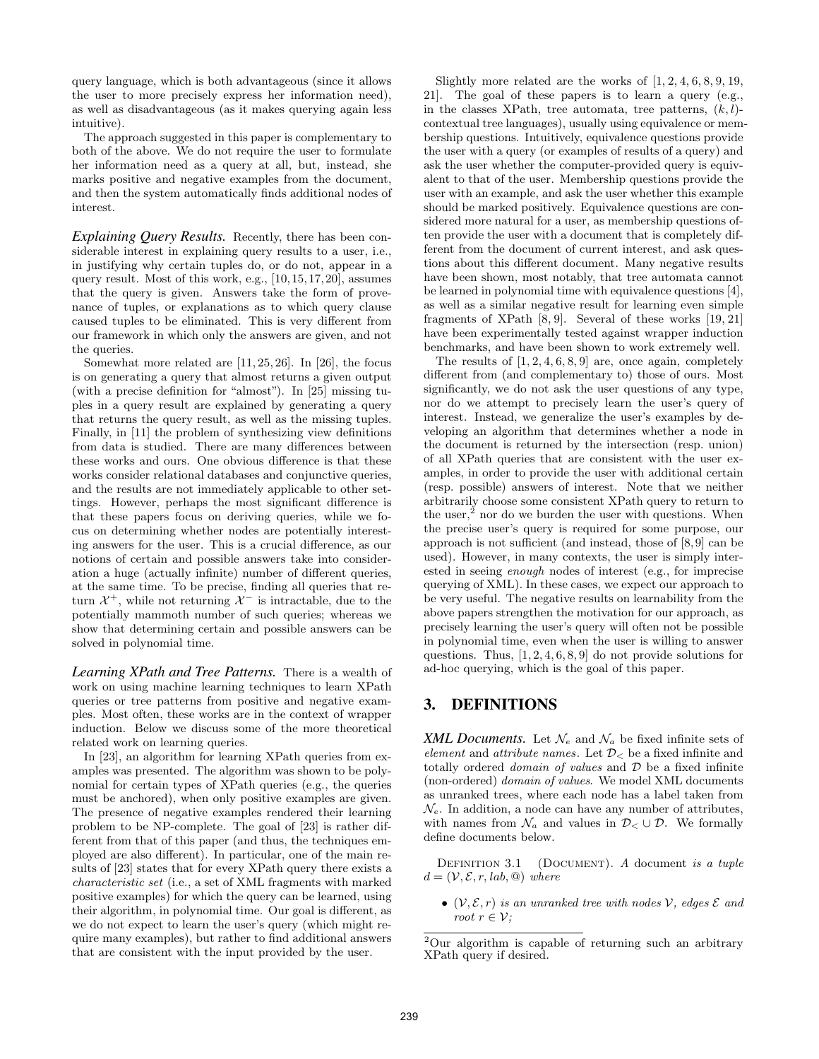query language, which is both advantageous (since it allows the user to more precisely express her information need), as well as disadvantageous (as it makes querying again less intuitive).

The approach suggested in this paper is complementary to both of the above. We do not require the user to formulate her information need as a query at all, but, instead, she marks positive and negative examples from the document, and then the system automatically finds additional nodes of interest.

***Explaining Query Results.*** Recently, there has been considerable interest in explaining query results to a user, i.e., in justifying why certain tuples do, or do not, appear in a query result. Most of this work, e.g., [10, 15, 17, 20], assumes that the query is given. Answers take the form of provenance of tuples, or explanations as to which query clause caused tuples to be eliminated. This is very different from our framework in which only the answers are given, and not the queries.

Somewhat more related are [11, 25, 26]. In [26], the focus is on generating a query that almost returns a given output (with a precise definition for "almost"). In [25] missing tuples in a query result are explained by generating a query that returns the query result, as well as the missing tuples. Finally, in [11] the problem of synthesizing view definitions from data is studied. There are many differences between these works and ours. One obvious difference is that these works consider relational databases and conjunctive queries, and the results are not immediately applicable to other settings. However, perhaps the most significant difference is that these papers focus on deriving queries, while we focus on determining whether nodes are potentially interesting answers for the user. This is a crucial difference, as our notions of certain and possible answers take into consideration a huge (actually infinite) number of different queries, at the same time. To be precise, finding all queries that return $\mathcal{X}^+$, while not returning $\mathcal{X}^-$ is intractable, due to the potentially mammoth number of such queries; whereas we show that determining certain and possible answers can be solved in polynomial time.

***Learning XPath and Tree Patterns.*** There is a wealth of work on using machine learning techniques to learn XPath queries or tree patterns from positive and negative examples. Most often, these works are in the context of wrapper induction. Below we discuss some of the more theoretical related work on learning queries.

In [23], an algorithm for learning XPath queries from examples was presented. The algorithm was shown to be polynomial for certain types of XPath queries (e.g., the queries must be anchored), when only positive examples are given. The presence of negative examples rendered their learning problem to be NP-complete. The goal of [23] is rather different from that of this paper (and thus, the techniques employed are also different). In particular, one of the main results of [23] states that for every XPath query there exists a *characteristic set* (i.e., a set of XML fragments with marked positive examples) for which the query can be learned, using their algorithm, in polynomial time. Our goal is different, as we do not expect to learn the user's query (which might require many examples), but rather to find additional answers that are consistent with the input provided by the user.

Slightly more related are the works of [1, 2, 4, 6, 8, 9, 19, 21]. The goal of these papers is to learn a query (e.g., in the classes XPath, tree automata, tree patterns, $(k, l)$-contextual tree languages), usually using equivalence or membership questions. Intuitively, equivalence questions provide the user with a query (or examples of results of a query) and ask the user whether the computer-provided query is equivalent to that of the user. Membership questions provide the user with an example, and ask the user whether this example should be marked positively. Equivalence questions are considered more natural for a user, as membership questions often provide the user with a document that is completely different from the document of current interest, and ask questions about this different document. Many negative results have been shown, most notably, that tree automata cannot be learned in polynomial time with equivalence questions [4], as well as a similar negative result for learning even simple fragments of XPath [8, 9]. Several of these works [19, 21] have been experimentally tested against wrapper induction benchmarks, and have been shown to work extremely well.

The results of [1, 2, 4, 6, 8, 9] are, once again, completely different from (and complementary to) those of ours. Most significantly, we do not ask the user questions of any type, nor do we attempt to precisely learn the user's query of interest. Instead, we generalize the user's examples by developing an algorithm that determines whether a node in the document is returned by the intersection (resp. union) of all XPath queries that are consistent with the user examples, in order to provide the user with additional certain (resp. possible) answers of interest. Note that we neither arbitrarily choose some consistent XPath query to return to the user,[2] nor do we burden the user with questions. When the precise user's query is required for some purpose, our approach is not sufficient (and instead, those of [8, 9] can be used). However, in many contexts, the user is simply interested in seeing *enough* nodes of interest (e.g., for imprecise querying of XML). In these cases, we expect our approach to be very useful. The negative results on learnability from the above papers strengthen the motivation for our approach, as precisely learning the user's query will often not be possible in polynomial time, even when the user is willing to answer questions. Thus, [1, 2, 4, 6, 8, 9] do not provide solutions for ad-hoc querying, which is the goal of this paper.

## 3. DEFINITIONS

***XML Documents.*** Let $\mathcal{N}_e$ and $\mathcal{N}_a$ be fixed infinite sets of *element* and *attribute names*. Let $\mathcal{D}_<$ be a fixed infinite and totally ordered *domain of values* and $\mathcal{D}$ be a fixed infinite (non-ordered) *domain of values*. We model XML documents as unranked trees, where each node has a label taken from $\mathcal{N}_e$. In addition, a node can have any number of attributes, with names from $\mathcal{N}_a$ and values in $\mathcal{D}_< \cup \mathcal{D}$. We formally define documents below.

DEFINITION 3.1 (DOCUMENT). *A* document *is a tuple* $d = (\mathcal{V}, \mathcal{E}, r, lab, @)$ *where*

- $(\mathcal{V}, \mathcal{E}, r)$ *is an unranked tree with nodes* $\mathcal{V}$*, edges* $\mathcal{E}$ *and root* $r \in \mathcal{V}$*;*

[2] Our algorithm is capable of returning such an arbitrary XPath query if desired.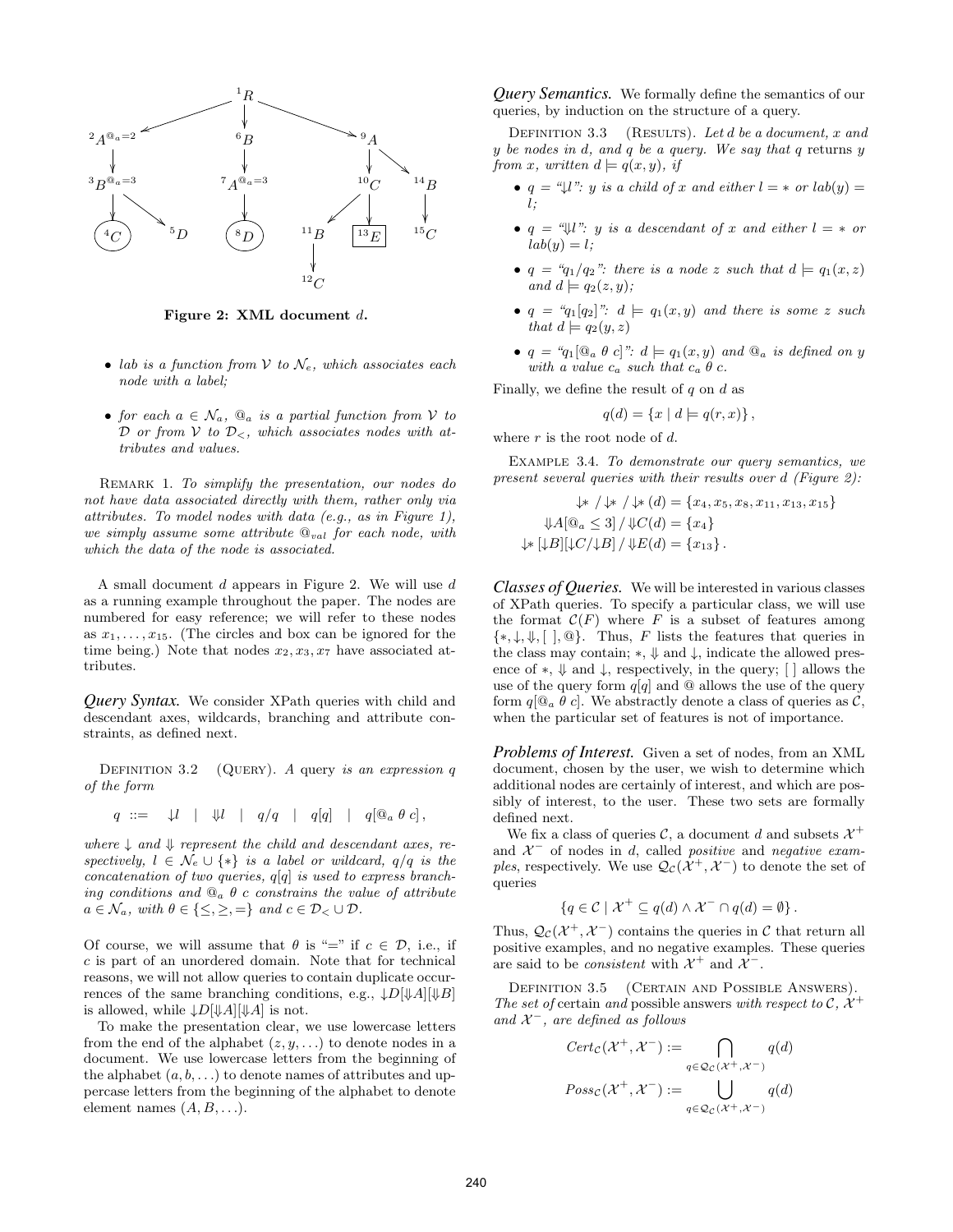Figure 2: XML document $d$.

- *lab* is a function from $\mathcal{V}$ to $\mathcal{N}_e$, which associates each node with a label;
- for each $a \in \mathcal{N}_a$, $@_a$ is a partial function from $\mathcal{V}$ to $\mathcal{D}$ or from $\mathcal{V}$ to $\mathcal{D}_<$, which associates nodes with attributes and values.

Remark 1. *To simplify the presentation, our nodes do not have data associated directly with them, rather only via attributes. To model nodes with data (e.g., as in Figure 1), we simply assume some attribute $@_{val}$ for each node, with which the data of the node is associated.*

A small document $d$ appears in Figure 2. We will use $d$ as a running example throughout the paper. The nodes are numbered for easy reference; we will refer to these nodes as $x_1, \ldots, x_{15}$. (The circles and box can be ignored for the time being.) Note that nodes $x_2, x_3, x_7$ have associated attributes.

***Query Syntax.*** We consider XPath queries with child and descendant axes, wildcards, branching and attribute constraints, as defined next.

Definition 3.2 (Query). *A query is an expression $q$ of the form*

$$q \ ::= \quad \downarrow l \quad | \quad \Downarrow l \quad | \quad q/q \quad | \quad q[q] \quad | \quad q[@_a \ \theta \ c],$$

*where $\downarrow$ and $\Downarrow$ represent the child and descendant axes, respectively, $l \in \mathcal{N}_e \cup \{*\}$ is a label or wildcard, $q/q$ is the concatenation of two queries, $q[q]$ is used to express branching conditions and $@_a \ \theta \ c$ constrains the value of attribute $a \in \mathcal{N}_a$, with $\theta \in \{\leq, \geq, =\}$ and $c \in \mathcal{D}_< \cup \mathcal{D}$.*

Of course, we will assume that $\theta$ is "$=$" if $c \in \mathcal{D}$, i.e., if $c$ is part of an unordered domain. Note that for technical reasons, we will not allow queries to contain duplicate occurrences of the same branching conditions, e.g., $\downarrow D[\Downarrow A][\Downarrow B]$ is allowed, while $\downarrow D[\Downarrow A][\Downarrow A]$ is not.

To make the presentation clear, we use lowercase letters from the end of the alphabet $(z, y, \ldots)$ to denote nodes in a document. We use lowercase letters from the beginning of the alphabet $(a, b, \ldots)$ to denote names of attributes and uppercase letters from the beginning of the alphabet to denote element names $(A, B, \ldots)$.

***Query Semantics.*** We formally define the semantics of our queries, by induction on the structure of a query.

Definition 3.3 (Results). *Let $d$ be a document, $x$ and $y$ be nodes in $d$, and $q$ be a query. We say that $q$ returns $y$ from $x$, written $d \models q(x, y)$, if*

- *$q$ = "$\downarrow l$": $y$ is a child of $x$ and either $l = *$ or $lab(y) = l$;*
- *$q$ = "$\Downarrow l$": $y$ is a descendant of $x$ and either $l = *$ or $lab(y) = l$;*
- *$q$ = "$q_1/q_2$": there is a node $z$ such that $d \models q_1(x, z)$ and $d \models q_2(z, y)$;*
- *$q$ = "$q_1[q_2]$": $d \models q_1(x, y)$ and there is some $z$ such that $d \models q_2(y, z)$*
- *$q$ = "$q_1[@_a \ \theta \ c]$": $d \models q_1(x, y)$ and $@_a$ is defined on $y$ with a value $c_a$ such that $c_a \ \theta \ c$.*

Finally, we define the result of $q$ on $d$ as

$$q(d) = \{x \mid d \models q(r, x)\},$$

where $r$ is the root node of $d$.

Example 3.4. *To demonstrate our query semantics, we present several queries with their results over $d$ (Figure 2):*

$$\downarrow * \,/\downarrow * \,/\downarrow * \,(d) = \{x_4, x_5, x_8, x_{11}, x_{13}, x_{15}\}$$
$$\Downarrow A[@_a \leq 3] \,/\Downarrow C(d) = \{x_4\}$$
$$\downarrow * \,[\downarrow B][\downarrow C/\downarrow B] \,/\Downarrow E(d) = \{x_{13}\}.$$

***Classes of Queries.*** We will be interested in various classes of XPath queries. To specify a particular class, we will use the format $\mathcal{C}(F)$ where $F$ is a subset of features among $\{*, \downarrow, \Downarrow, [\,], @\}$. Thus, $F$ lists the features that queries in the class may contain; $*$, $\Downarrow$ and $\downarrow$, indicate the allowed presence of $*$, $\Downarrow$ and $\downarrow$, respectively, in the query; $[\,]$ allows the use of the query form $q[q]$ and $@$ allows the use of the query form $q[@_a \ \theta \ c]$. We abstractly denote a class of queries as $\mathcal{C}$, when the particular set of features is not of importance.

***Problems of Interest.*** Given a set of nodes, from an XML document, chosen by the user, we wish to determine which additional nodes are certainly of interest, and which are possibly of interest, to the user. These two sets are formally defined next.

We fix a class of queries $\mathcal{C}$, a document $d$ and subsets $\mathcal{X}^+$ and $\mathcal{X}^-$ of nodes in $d$, called *positive* and *negative examples*, respectively. We use $\mathcal{Q}_\mathcal{C}(\mathcal{X}^+, \mathcal{X}^-)$ to denote the set of queries

$$\{q \in \mathcal{C} \mid \mathcal{X}^+ \subseteq q(d) \wedge \mathcal{X}^- \cap q(d) = \emptyset\}.$$

Thus, $\mathcal{Q}_\mathcal{C}(\mathcal{X}^+, \mathcal{X}^-)$ contains the queries in $\mathcal{C}$ that return all positive examples, and no negative examples. These queries are said to be *consistent* with $\mathcal{X}^+$ and $\mathcal{X}^-$.

Definition 3.5 (Certain and Possible Answers). *The set of* certain *and* possible answers *with respect to $\mathcal{C}$, $\mathcal{X}^+$ and $\mathcal{X}^-$, are defined as follows*

$$Cert_\mathcal{C}(\mathcal{X}^+, \mathcal{X}^-) := \bigcap_{q \in \mathcal{Q}_\mathcal{C}(\mathcal{X}^+, \mathcal{X}^-)} q(d)$$

$$Poss_\mathcal{C}(\mathcal{X}^+, \mathcal{X}^-) := \bigcup_{q \in \mathcal{Q}_\mathcal{C}(\mathcal{X}^+, \mathcal{X}^-)} q(d)$$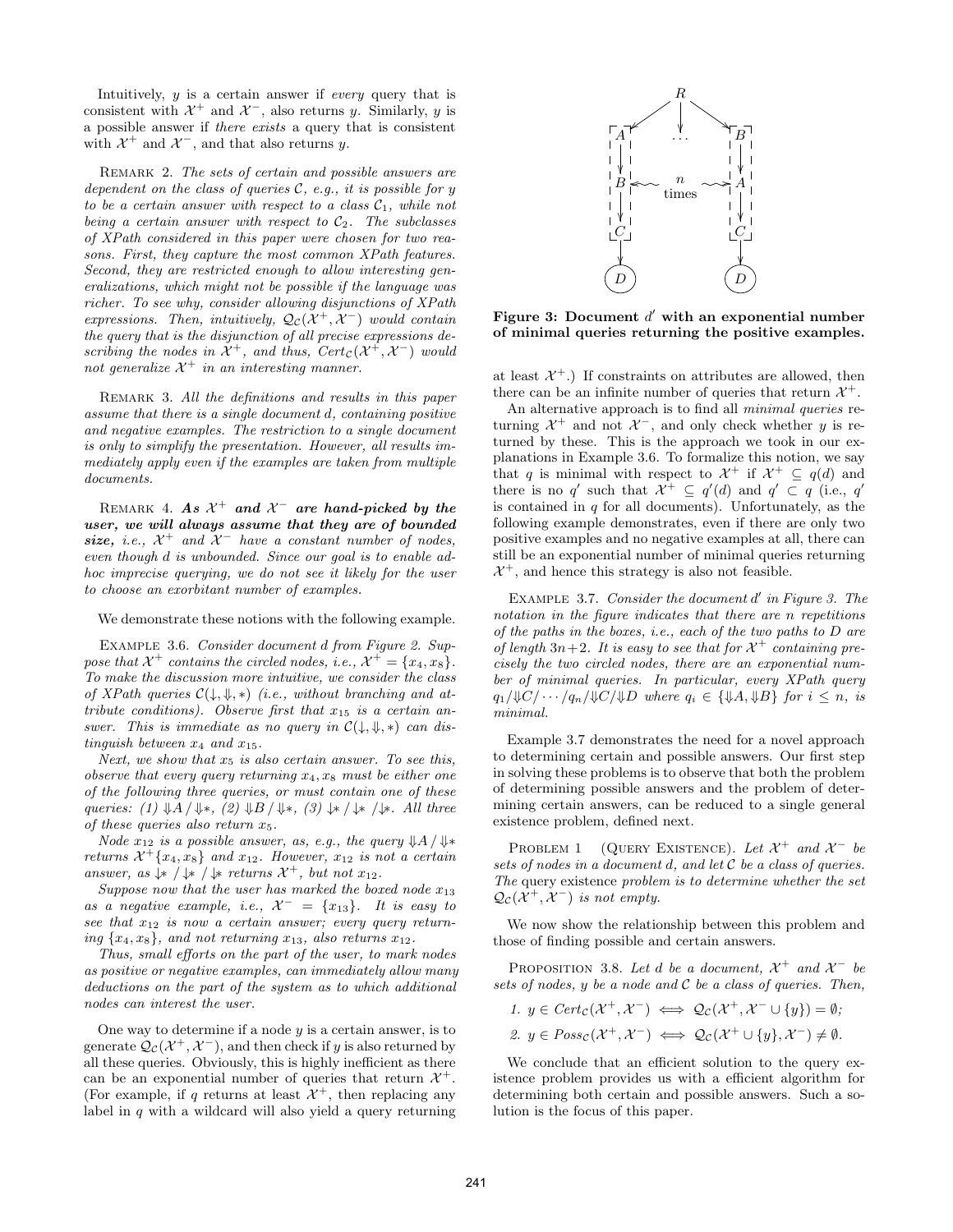Intuitively, $y$ is a certain answer if *every* query that is consistent with $\mathcal{X}^+$ and $\mathcal{X}^-$, also returns $y$. Similarly, $y$ is a possible answer if *there exists* a query that is consistent with $\mathcal{X}^+$ and $\mathcal{X}^-$, and that also returns $y$.

REMARK 2. *The sets of certain and possible answers are dependent on the class of queries $\mathcal{C}$, e.g., it is possible for $y$ to be a certain answer with respect to a class $\mathcal{C}_1$, while not being a certain answer with respect to $\mathcal{C}_2$. The subclasses of XPath considered in this paper were chosen for two reasons. First, they capture the most common XPath features. Second, they are restricted enough to allow interesting generalizations, which might not be possible if the language was richer. To see why, consider allowing disjunctions of XPath expressions. Then, intuitively, $\mathcal{Q}_\mathcal{C}(\mathcal{X}^+, \mathcal{X}^-)$ would contain the query that is the disjunction of all precise expressions describing the nodes in $\mathcal{X}^+$, and thus, $Cert_\mathcal{C}(\mathcal{X}^+, \mathcal{X}^-)$ would not generalize $\mathcal{X}^+$ in an interesting manner.*

REMARK 3. *All the definitions and results in this paper assume that there is a single document $d$, containing positive and negative examples. The restriction to a single document is only to simplify the presentation. However, all results immediately apply even if the examples are taken from multiple documents.*

REMARK 4. ***As $\mathcal{X}^+$ and $\mathcal{X}^-$ are hand-picked by the user, we will always assume that they are of bounded size,*** *i.e., $\mathcal{X}^+$ and $\mathcal{X}^-$ have a constant number of nodes, even though $d$ is unbounded. Since our goal is to enable ad-hoc imprecise querying, we do not see it likely for the user to choose an exorbitant number of examples.*

We demonstrate these notions with the following example.

EXAMPLE 3.6. *Consider document $d$ from Figure 2. Suppose that $\mathcal{X}^+$ contains the circled nodes, i.e., $\mathcal{X}^+ = \{x_4, x_8\}$. To make the discussion more intuitive, we consider the class of XPath queries $\mathcal{C}(\downarrow, \Downarrow, *)$ (i.e., without branching and attribute conditions). Observe first that $x_{15}$ is a certain answer. This is immediate as no query in $\mathcal{C}(\downarrow, \Downarrow, *)$ can distinguish between $x_4$ and $x_{15}$.*

*Next, we show that $x_5$ is also certain answer. To see this, observe that every query returning $x_4, x_8$ must be either one of the following three queries, or must contain one of these queries: (1) $\Downarrow A / \Downarrow *$, (2) $\Downarrow B / \Downarrow *$, (3) $\downarrow * / \downarrow * / \Downarrow *$. All three of these queries also return $x_5$.*

*Node $x_{12}$ is a possible answer, as, e.g., the query $\Downarrow A / \Downarrow *$ returns $\mathcal{X}^+\{x_4, x_8\}$ and $x_{12}$. However, $x_{12}$ is not a certain answer, as $\downarrow * / \downarrow * / \downarrow *$ returns $\mathcal{X}^+$, but not $x_{12}$.*

*Suppose now that the user has marked the boxed node $x_{13}$ as a negative example, i.e., $\mathcal{X}^- = \{x_{13}\}$. It is easy to see that $x_{12}$ is now a certain answer; every query returning $\{x_4, x_8\}$, and not returning $x_{13}$, also returns $x_{12}$.*

*Thus, small efforts on the part of the user, to mark nodes as positive or negative examples, can immediately allow many deductions on the part of the system as to which additional nodes can interest the user.*

One way to determine if a node $y$ is a certain answer, is to generate $\mathcal{Q}_\mathcal{C}(\mathcal{X}^+, \mathcal{X}^-)$, and then check if $y$ is also returned by all these queries. Obviously, this is highly inefficient as there can be an exponential number of queries that return $\mathcal{X}^+$. (For example, if $q$ returns at least $\mathcal{X}^+$, then replacing any label in $q$ with a wildcard will also yield a query returning at least $\mathcal{X}^+$.) If constraints on attributes are allowed, then there can be an infinite number of queries that return $\mathcal{X}^+$.

**Figure 3: Document $d'$ with an exponential number of minimal queries returning the positive examples.**

An alternative approach is to find all *minimal queries* returning $\mathcal{X}^+$ and not $\mathcal{X}^-$, and only check whether $y$ is returned by these. This is the approach we took in our explanations in Example 3.6. To formalize this notion, we say that $q$ is minimal with respect to $\mathcal{X}^+$ if $\mathcal{X}^+ \subseteq q(d)$ and there is no $q'$ such that $\mathcal{X}^+ \subseteq q'(d)$ and $q' \subset q$ (i.e., $q'$ is contained in $q$ for all documents). Unfortunately, as the following example demonstrates, even if there are only two positive examples and no negative examples at all, there can still be an exponential number of minimal queries returning $\mathcal{X}^+$, and hence this strategy is also not feasible.

EXAMPLE 3.7. *Consider the document $d'$ in Figure 3. The notation in the figure indicates that there are $n$ repetitions of the paths in the boxes, i.e., each of the two paths to $D$ are of length $3n+2$. It is easy to see that for $\mathcal{X}^+$ containing precisely the two circled nodes, there are an exponential number of minimal queries. In particular, every XPath query $q_1/\Downarrow C/\cdots/q_n/\Downarrow C/\Downarrow D$ where $q_i \in \{\Downarrow A, \Downarrow B\}$ for $i \leq n$, is minimal.*

Example 3.7 demonstrates the need for a novel approach to determining certain and possible answers. Our first step in solving these problems is to observe that both the problem of determining possible answers and the problem of determining certain answers, can be reduced to a single general existence problem, defined next.

PROBLEM 1 (QUERY EXISTENCE). *Let $\mathcal{X}^+$ and $\mathcal{X}^-$ be sets of nodes in a document $d$, and let $\mathcal{C}$ be a class of queries. The* query existence *problem is to determine whether the set $\mathcal{Q}_\mathcal{C}(\mathcal{X}^+, \mathcal{X}^-)$ is not empty.*

We now show the relationship between this problem and those of finding possible and certain answers.

PROPOSITION 3.8. *Let $d$ be a document, $\mathcal{X}^+$ and $\mathcal{X}^-$ be sets of nodes, $y$ be a node and $\mathcal{C}$ be a class of queries. Then,*

1. $y \in Cert_\mathcal{C}(\mathcal{X}^+, \mathcal{X}^-) \iff \mathcal{Q}_\mathcal{C}(\mathcal{X}^+, \mathcal{X}^- \cup \{y\}) = \emptyset$;
2. $y \in Poss_\mathcal{C}(\mathcal{X}^+, \mathcal{X}^-) \iff \mathcal{Q}_\mathcal{C}(\mathcal{X}^+ \cup \{y\}, \mathcal{X}^-) \neq \emptyset$.

We conclude that an efficient solution to the query existence problem provides us with a efficient algorithm for determining both certain and possible answers. Such a solution is the focus of this paper.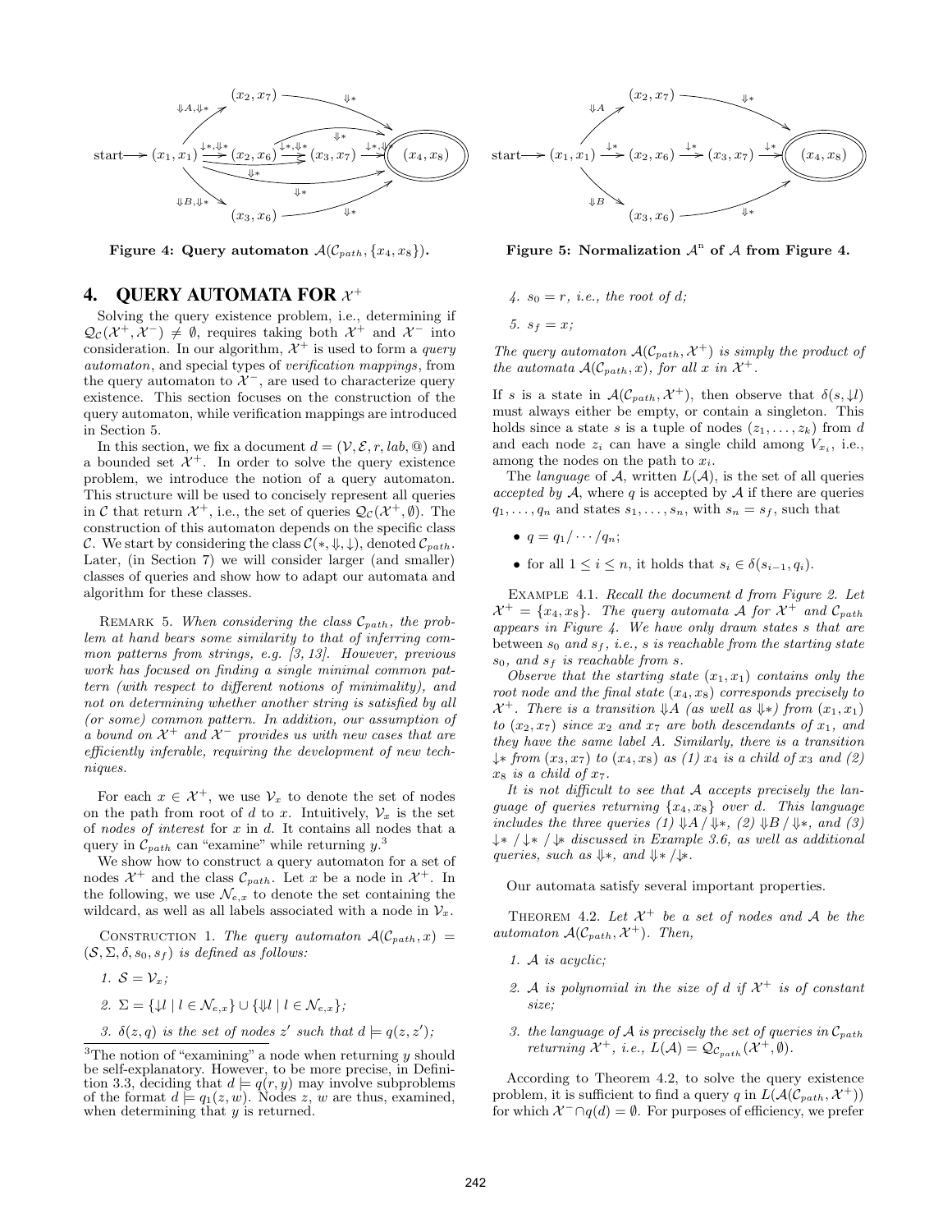Figure 4: Query automaton $\mathcal{A}(\mathcal{C}_{path}, \{x_4, x_8\})$.

Figure 5: Normalization $\mathcal{A}^{\text{n}}$ of $\mathcal{A}$ from Figure 4.

## 4. QUERY AUTOMATA FOR $\mathcal{X}^+$

Solving the query existence problem, i.e., determining if $\mathcal{Q}_\mathcal{C}(\mathcal{X}^+, \mathcal{X}^-) \neq \emptyset$, requires taking both $\mathcal{X}^+$ and $\mathcal{X}^-$ into consideration. In our algorithm, $\mathcal{X}^+$ is used to form a *query automaton*, and special types of *verification mappings*, from the query automaton to $\mathcal{X}^-$, are used to characterize query existence. This section focuses on the construction of the query automaton, while verification mappings are introduced in Section 5.

In this section, we fix a document $d = (\mathcal{V}, \mathcal{E}, r, lab, @)$ and a bounded set $\mathcal{X}^+$. In order to solve the query existence problem, we introduce the notion of a query automaton. This structure will be used to concisely represent all queries in $\mathcal{C}$ that return $\mathcal{X}^+$, i.e., the set of queries $\mathcal{Q}_\mathcal{C}(\mathcal{X}^+, \emptyset)$. The construction of this automaton depends on the specific class $\mathcal{C}$. We start by considering the class $\mathcal{C}(*, \Downarrow, \downarrow)$, denoted $\mathcal{C}_{path}$. Later, (in Section 7) we will consider larger (and smaller) classes of queries and show how to adapt our automata and algorithm for these classes.

Remark 5. *When considering the class $\mathcal{C}_{path}$, the problem at hand bears some similarity to that of inferring common patterns from strings, e.g. [3, 13]. However, previous work has focused on finding a single minimal common pattern (with respect to different notions of minimality), and not on determining whether another string is satisfied by all (or some) common pattern. In addition, our assumption of a bound on $\mathcal{X}^+$ and $\mathcal{X}^-$ provides us with new cases that are efficiently inferable, requiring the development of new techniques.*

For each $x \in \mathcal{X}^+$, we use $\mathcal{V}_x$ to denote the set of nodes on the path from root of $d$ to $x$. Intuitively, $\mathcal{V}_x$ is the set of *nodes of interest* for $x$ in $d$. It contains all nodes that a query in $\mathcal{C}_{path}$ can "examine" while returning $y$.[3]

We show how to construct a query automaton for a set of nodes $\mathcal{X}^+$ and the class $\mathcal{C}_{path}$. Let $x$ be a node in $\mathcal{X}^+$. In the following, we use $\mathcal{N}_{e,x}$ to denote the set containing the wildcard, as well as all labels associated with a node in $\mathcal{V}_x$.

Construction 1. *The query automaton $\mathcal{A}(\mathcal{C}_{path}, x) = (\mathcal{S}, \Sigma, \delta, s_0, s_f)$ is defined as follows:*

1. *$\mathcal{S} = \mathcal{V}_x$;*
2. *$\Sigma = \{\downarrow l \mid l \in \mathcal{N}_{e,x}\} \cup \{\Downarrow l \mid l \in \mathcal{N}_{e,x}\}$;*
3. *$\delta(z, q)$ is the set of nodes $z'$ such that $d \models q(z, z')$;*
4. *$s_0 = r$, i.e., the root of $d$;*
5. *$s_f = x$;*

*The query automaton $\mathcal{A}(\mathcal{C}_{path}, \mathcal{X}^+)$ is simply the product of the automata $\mathcal{A}(\mathcal{C}_{path}, x)$, for all $x$ in $\mathcal{X}^+$.*

[3] The notion of "examining" a node when returning $y$ should be self-explanatory. However, to be more precise, in Definition 3.3, deciding that $d \models q(r, y)$ may involve subproblems of the format $d \models q_1(z, w)$. Nodes $z$, $w$ are thus, examined, when determining that $y$ is returned.

If $s$ is a state in $\mathcal{A}(\mathcal{C}_{path}, \mathcal{X}^+)$, then observe that $\delta(s, \downarrow l)$ must always either be empty, or contain a singleton. This holds since a state $s$ is a tuple of nodes $(z_1, \ldots, z_k)$ from $d$ and each node $z_i$ can have a single child among $V_{x_i}$, i.e., among the nodes on the path to $x_i$.

The *language* of $\mathcal{A}$, written $L(\mathcal{A})$, is the set of all queries *accepted by* $\mathcal{A}$, where $q$ is accepted by $\mathcal{A}$ if there are queries $q_1, \ldots, q_n$ and states $s_1, \ldots, s_n$, with $s_n = s_f$, such that

- $q = q_1 / \cdots / q_n$;
- for all $1 \leq i \leq n$, it holds that $s_i \in \delta(s_{i-1}, q_i)$.

Example 4.1. *Recall the document $d$ from Figure 2. Let $\mathcal{X}^+ = \{x_4, x_8\}$. The query automata $\mathcal{A}$ for $\mathcal{X}^+$ and $\mathcal{C}_{path}$ appears in Figure 4. We have only drawn states $s$ that are between $s_0$ and $s_f$, i.e., $s$ is reachable from the starting state $s_0$, and $s_f$ is reachable from $s$.*

*Observe that the starting state $(x_1, x_1)$ contains only the root node and the final state $(x_4, x_8)$ corresponds precisely to $\mathcal{X}^+$. There is a transition $\Downarrow A$ (as well as $\Downarrow *$) from $(x_1, x_1)$ to $(x_2, x_7)$ since $x_2$ and $x_7$ are both descendants of $x_1$, and they have the same label $A$. Similarly, there is a transition $\downarrow *$ from $(x_3, x_7)$ to $(x_4, x_8)$ as (1) $x_4$ is a child of $x_3$ and (2) $x_8$ is a child of $x_7$.*

*It is not difficult to see that $\mathcal{A}$ accepts precisely the language of queries returning $\{x_4, x_8\}$ over $d$. This language includes the three queries (1) $\Downarrow A / \Downarrow *$, (2) $\Downarrow B / \Downarrow *$, and (3) $\downarrow * / \downarrow * / \downarrow *$ discussed in Example 3.6, as well as additional queries, such as $\Downarrow *$, and $\Downarrow * / \downarrow *$.*

Our automata satisfy several important properties.

Theorem 4.2. *Let $\mathcal{X}^+$ be a set of nodes and $\mathcal{A}$ be the automaton $\mathcal{A}(\mathcal{C}_{path}, \mathcal{X}^+)$. Then,*

1. *$\mathcal{A}$ is acyclic;*
2. *$\mathcal{A}$ is polynomial in the size of $d$ if $\mathcal{X}^+$ is of constant size;*
3. *the language of $\mathcal{A}$ is precisely the set of queries in $\mathcal{C}_{path}$ returning $\mathcal{X}^+$, i.e., $L(\mathcal{A}) = \mathcal{Q}_{\mathcal{C}_{path}}(\mathcal{X}^+, \emptyset)$.*

According to Theorem 4.2, it is sufficient to solve the query existence problem, it is sufficient to find a query $q$ in $L(\mathcal{A}(\mathcal{C}_{path}, \mathcal{X}^+))$ for which $\mathcal{X}^- \cap q(d) = \emptyset$. For purposes of efficiency, we prefer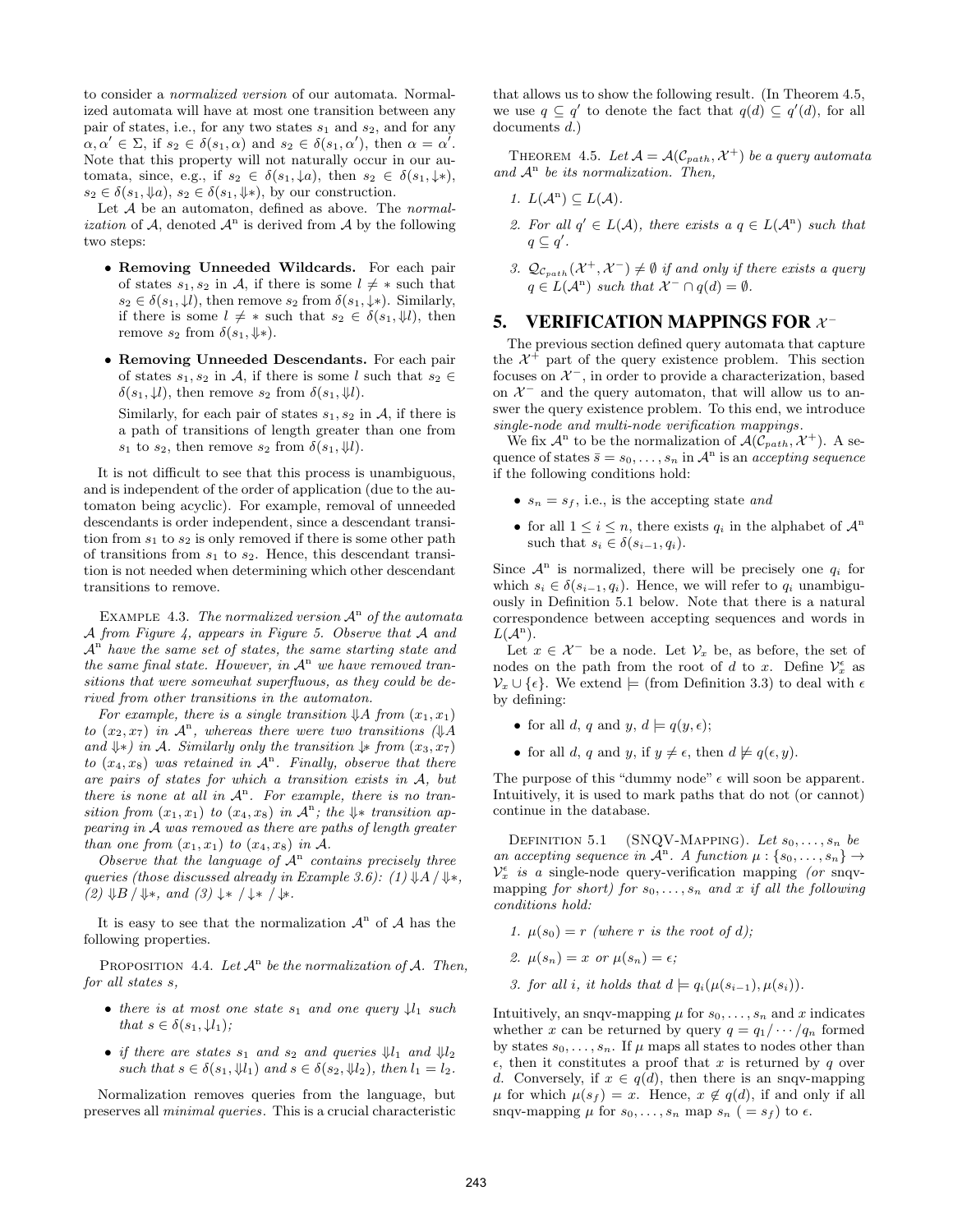to consider a *normalized version* of our automata. Normalized automata will have at most one transition between any pair of states, i.e., for any two states $s_1$ and $s_2$, and for any $\alpha, \alpha' \in \Sigma$, if $s_2 \in \delta(s_1, \alpha)$ and $s_2 \in \delta(s_1, \alpha')$, then $\alpha = \alpha'$. Note that this property will not naturally occur in our automata, since, e.g., if $s_2 \in \delta(s_1, \downarrow a)$, then $s_2 \in \delta(s_1, \downarrow *)$, $s_2 \in \delta(s_1, \Downarrow a)$, $s_2 \in \delta(s_1, \Downarrow *)$, by our construction.

Let $\mathcal{A}$ be an automaton, defined as above. The *normalization* of $\mathcal{A}$, denoted $\mathcal{A}^n$ is derived from $\mathcal{A}$ by the following two steps:

- **Removing Unneeded Wildcards.** For each pair of states $s_1, s_2$ in $\mathcal{A}$, if there is some $l \neq *$ such that $s_2 \in \delta(s_1, \downarrow l)$, then remove $s_2$ from $\delta(s_1, \downarrow *)$. Similarly, if there is some $l \neq *$ such that $s_2 \in \delta(s_1, \Downarrow l)$, then remove $s_2$ from $\delta(s_1, \Downarrow *)$.
- **Removing Unneeded Descendants.** For each pair of states $s_1, s_2$ in $\mathcal{A}$, if there is some label $l$ such that $s_2 \in \delta(s_1, \downarrow l)$, then remove $s_2$ from $\delta(s_1, \Downarrow l)$.

  Similarly, for each pair of states $s_1, s_2$ in $\mathcal{A}$, if there is a path of transitions of length greater than one from $s_1$ to $s_2$, then remove $s_2$ from $\delta(s_1, \Downarrow l)$.

It is not difficult to see that this process is unambiguous, and is independent of the order of application (due to the automaton being acyclic). For example, removal of unneeded descendants is order independent, since a descendant transition from $s_1$ to $s_2$ is only removed if there is some other path of transitions from $s_1$ to $s_2$. Hence, this descendant transition is not needed when determining which other descendant transitions to remove.

Example 4.3. *The normalized version $\mathcal{A}^n$ of the automata $\mathcal{A}$ from Figure 4, appears in Figure 5. Observe that $\mathcal{A}$ and $\mathcal{A}^n$ have the same set of states, the same starting state and the same final state. However, in $\mathcal{A}^n$ we have removed transitions that were somewhat superfluous, as they could be derived from other transitions in the automaton.*

*For example, there is a single transition $\Downarrow A$ from $(x_1, x_1)$ to $(x_2, x_7)$ in $\mathcal{A}^n$, whereas there were two transitions ($\Downarrow A$ and $\Downarrow *$) in $\mathcal{A}$. Similarly only the transition $\downarrow *$ from $(x_3, x_7)$ to $(x_4, x_8)$ was retained in $\mathcal{A}^n$. Finally, observe that there are pairs of states for which a transition exists in $\mathcal{A}$, but there is none at all in $\mathcal{A}^n$. For example, there is no transition from $(x_1, x_1)$ to $(x_4, x_8)$ in $\mathcal{A}^n$; the $\Downarrow *$ transition appearing in $\mathcal{A}$ was removed as there are paths of length greater than one from $(x_1, x_1)$ to $(x_4, x_8)$ in $\mathcal{A}$.*

*Observe that the language of $\mathcal{A}^n$ contains precisely three queries (those discussed already in Example 3.6): (1) $\Downarrow A / \Downarrow *$, (2) $\Downarrow B / \Downarrow *$, and (3) $\downarrow * / \downarrow * / \downarrow *$.*

It is easy to see that the normalization $\mathcal{A}^n$ of $\mathcal{A}$ has the following properties.

Proposition 4.4. *Let $\mathcal{A}^n$ be the normalization of $\mathcal{A}$. Then, for all states $s$,*

- *there is at most one state $s_1$ and one query $\downarrow l_1$ such that $s \in \delta(s_1, \downarrow l_1)$;*
- *if there are states $s_1$ and $s_2$ and queries $\Downarrow l_1$ and $\Downarrow l_2$ such that $s \in \delta(s_1, \Downarrow l_1)$ and $s \in \delta(s_2, \Downarrow l_2)$, then $l_1 = l_2$.*

Normalization removes queries from the language, but preserves all *minimal queries*. This is a crucial characteristic that allows us to show the following result. (In Theorem 4.5, we use $q \subseteq q'$ to denote the fact that $q(d) \subseteq q'(d)$, for all documents $d$.)

Theorem 4.5. *Let $\mathcal{A} = \mathcal{A}(\mathcal{C}_{path}, \mathcal{X}^+)$ be a query automata and $\mathcal{A}^n$ be its normalization. Then,*

1. *$L(\mathcal{A}^n) \subseteq L(\mathcal{A})$.*
2. *For all $q' \in L(\mathcal{A})$, there exists a $q \in L(\mathcal{A}^n)$ such that $q \subseteq q'$.*
3. *$\mathcal{Q}_{\mathcal{C}_{path}}(\mathcal{X}^+, \mathcal{X}^-) \neq \emptyset$ if and only if there exists a query $q \in L(\mathcal{A}^n)$ such that $\mathcal{X}^- \cap q(d) = \emptyset$.*

## 5. VERIFICATION MAPPINGS FOR $\mathcal{X}^-$

The previous section defined query automata that capture the $\mathcal{X}^+$ part of the query existence problem. This section focuses on $\mathcal{X}^-$, in order to provide a characterization, based on $\mathcal{X}^-$ and the query automaton, that will allow us to answer the query existence problem. To this end, we introduce *single-node and multi-node verification mappings*.

We fix $\mathcal{A}^n$ to be the normalization of $\mathcal{A}(\mathcal{C}_{path}, \mathcal{X}^+)$. A sequence of states $\bar{s} = s_0, \ldots, s_n$ in $\mathcal{A}^n$ is an *accepting sequence* if the following conditions hold:

- $s_n = s_f$, i.e., is the accepting state *and*
- for all $1 \leq i \leq n$, there exists $q_i$ in the alphabet of $\mathcal{A}^n$ such that $s_i \in \delta(s_{i-1}, q_i)$.

Since $\mathcal{A}^n$ is normalized, there will be precisely one $q_i$ for which $s_i \in \delta(s_{i-1}, q_i)$. Hence, we will refer to $q_i$ unambiguously in Definition 5.1 below. Note that there is a natural correspondence between accepting sequences and words in $L(\mathcal{A}^n)$.

Let $x \in \mathcal{X}^-$ be a node. Let $\mathcal{V}_x$ be, as before, the set of nodes on the path from the root of $d$ to $x$. Define $\mathcal{V}_x^\epsilon$ as $\mathcal{V}_x \cup \{\epsilon\}$. We extend $\models$ (from Definition 3.3) to deal with $\epsilon$ by defining:

- for all $d$, $q$ and $y$, $d \models q(y, \epsilon)$;
- for all $d$, $q$ and $y$, if $y \neq \epsilon$, then $d \not\models q(\epsilon, y)$.

The purpose of this "dummy node" $\epsilon$ will soon be apparent. Intuitively, it is used to mark paths that do not (or cannot) continue in the database.

Definition 5.1 (SNQV-Mapping). *Let $s_0, \ldots, s_n$ be an accepting sequence in $\mathcal{A}^n$. A function $\mu : \{s_0, \ldots, s_n\} \rightarrow \mathcal{V}_x^\epsilon$ is a* single-node query-verification mapping *(or* snqv-mapping *for short) for $s_0, \ldots, s_n$ and $x$ if all the following conditions hold:*

1. *$\mu(s_0) = r$ (where $r$ is the root of $d$);*
2. *$\mu(s_n) = x$ or $\mu(s_n) = \epsilon$;*
3. *for all $i$, it holds that $d \models q_i(\mu(s_{i-1}), \mu(s_i))$.*

Intuitively, an snqv-mapping $\mu$ for $s_0, \ldots, s_n$ and $x$ indicates whether $x$ can be returned by query $q = q_1 / \cdots / q_n$ formed by states $s_0, \ldots, s_n$. If $\mu$ maps all states to nodes other than $\epsilon$, then it constitutes a proof that $x$ is returned by $q$ over $d$. Conversely, if $x \in q(d)$, then there is an snqv-mapping $\mu$ for which $\mu(s_f) = x$. Hence, $x \notin q(d)$, if and only if all snqv-mapping $\mu$ for $s_0, \ldots, s_n$ map $s_n$ ($= s_f$) to $\epsilon$.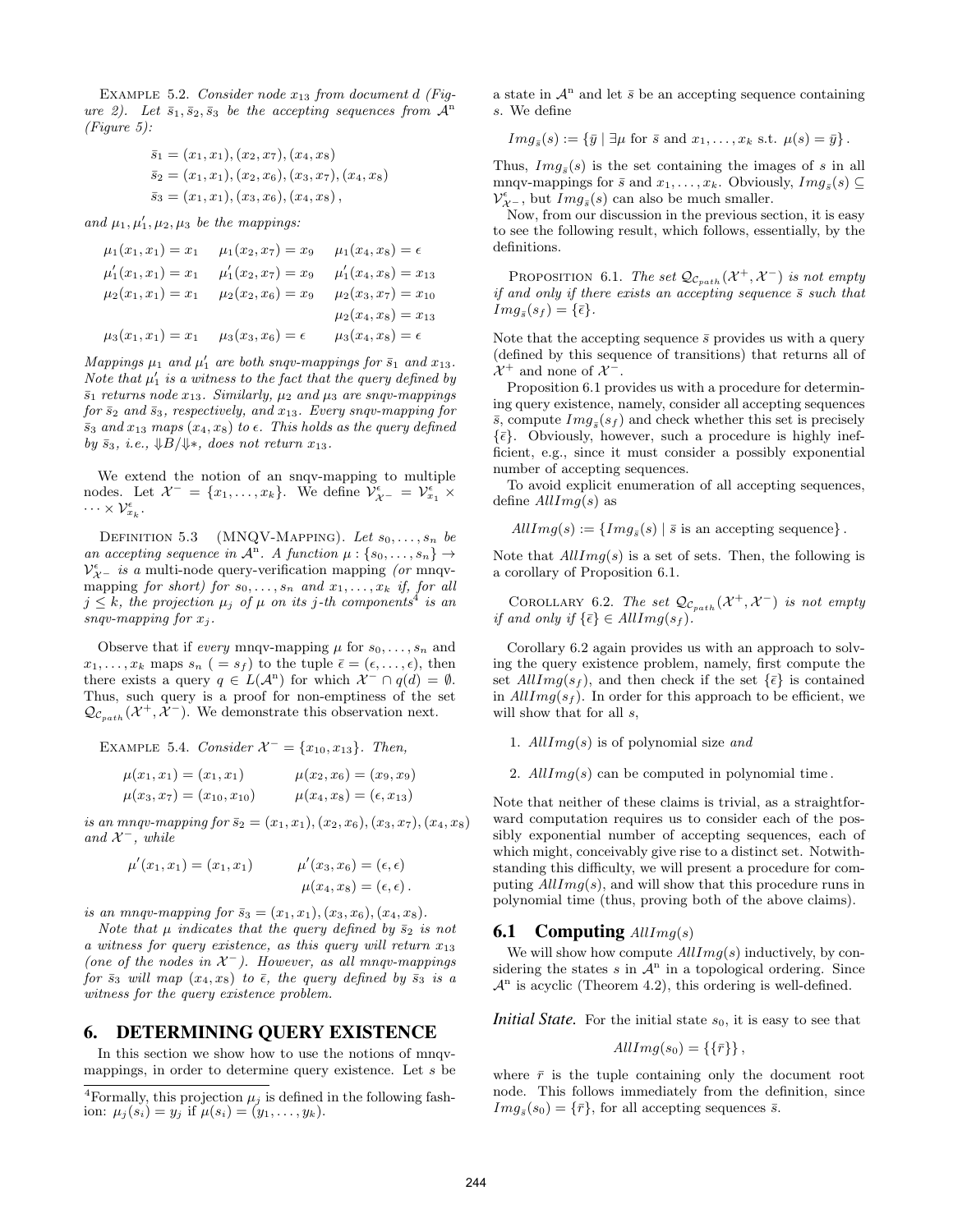Example 5.2. *Consider node $x_{13}$ from document $d$ (Figure 2). Let $\bar{s}_1, \bar{s}_2, \bar{s}_3$ be the accepting sequences from $\mathcal{A}^{\mathrm{n}}$ (Figure 5):*

$$\bar{s}_1 = (x_1, x_1), (x_2, x_7), (x_4, x_8)$$
$$\bar{s}_2 = (x_1, x_1), (x_2, x_6), (x_3, x_7), (x_4, x_8)$$
$$\bar{s}_3 = (x_1, x_1), (x_3, x_6), (x_4, x_8),$$

*and $\mu_1, \mu_1', \mu_2, \mu_3$ be the mappings:*

$$\mu_1(x_1, x_1) = x_1 \quad \mu_1(x_2, x_7) = x_9 \quad \mu_1(x_4, x_8) = \epsilon$$
$$\mu_1'(x_1, x_1) = x_1 \quad \mu_1'(x_2, x_7) = x_9 \quad \mu_1'(x_4, x_8) = x_{13}$$
$$\mu_2(x_1, x_1) = x_1 \quad \mu_2(x_2, x_6) = x_9 \quad \mu_2(x_3, x_7) = x_{10}$$
$$\mu_2(x_4, x_8) = x_{13}$$
$$\mu_3(x_1, x_1) = x_1 \quad \mu_3(x_3, x_6) = \epsilon \quad \mu_3(x_4, x_8) = \epsilon$$

*Mappings $\mu_1$ and $\mu_1'$ are both snqv-mappings for $\bar{s}_1$ and $x_{13}$. Note that $\mu_1'$ is a witness to the fact that the query defined by $\bar{s}_1$ returns node $x_{13}$. Similarly, $\mu_2$ and $\mu_3$ are snqv-mappings for $\bar{s}_2$ and $\bar{s}_3$, respectively, and $x_{13}$. Every snqv-mapping for $\bar{s}_3$ and $x_{13}$ maps $(x_4, x_8)$ to $\epsilon$. This holds as the query defined by $\bar{s}_3$, i.e., $\Downarrow B/\Downarrow *$, does not return $x_{13}$.*

We extend the notion of an snqv-mapping to multiple nodes. Let $\mathcal{X}^- = \{x_1, \ldots, x_k\}$. We define $\mathcal{V}^{\epsilon}_{\mathcal{X}^-} = \mathcal{V}^{\epsilon}_{x_1} \times \cdots \times \mathcal{V}^{\epsilon}_{x_k}$.

Definition 5.3 (MNQV-Mapping). *Let $s_0, \ldots, s_n$ be an accepting sequence in $\mathcal{A}^{\mathrm{n}}$. A function $\mu : \{s_0, \ldots, s_n\} \rightarrow \mathcal{V}^{\epsilon}_{\mathcal{X}^-}$ is a* multi-node query-verification mapping *(or* mnqv-mapping *for short) for $s_0, \ldots, s_n$ and $x_1, \ldots, x_k$ if, for all $j \leq k$, the projection $\mu_j$ of $\mu$ on its $j$-th components[4] is an snqv-mapping for $x_j$.*

Observe that if *every* mnqv-mapping $\mu$ for $s_0, \ldots, s_n$ and $x_1, \ldots, x_k$ maps $s_n$ ($= s_f$) to the tuple $\bar{\epsilon} = (\epsilon, \ldots, \epsilon)$, then there exists a query $q \in L(\mathcal{A}^{\mathrm{n}})$ for which $\mathcal{X}^- \cap q(d) = \emptyset$. Thus, such query is a proof for non-emptiness of the set $\mathcal{Q}_{\mathcal{C}_{path}}(\mathcal{X}^+, \mathcal{X}^-)$. We demonstrate this observation next.

Example 5.4. *Consider $\mathcal{X}^- = \{x_{10}, x_{13}\}$. Then,*

$$\mu(x_1, x_1) = (x_1, x_1) \qquad \mu(x_2, x_6) = (x_9, x_9)$$
$$\mu(x_3, x_7) = (x_{10}, x_{10}) \qquad \mu(x_4, x_8) = (\epsilon, x_{13})$$

*is an mnqv-mapping for $\bar{s}_2 = (x_1, x_1), (x_2, x_6), (x_3, x_7), (x_4, x_8)$ and $\mathcal{X}^-$, while*

$$\mu'(x_1, x_1) = (x_1, x_1) \qquad \mu'(x_3, x_6) = (\epsilon, \epsilon)$$
$$\mu(x_4, x_8) = (\epsilon, \epsilon).$$

*is an mnqv-mapping for $\bar{s}_3 = (x_1, x_1), (x_3, x_6), (x_4, x_8)$.*

*Note that $\mu$ indicates that the query defined by $\bar{s}_2$ is not a witness for query existence, as this query will return $x_{13}$ (one of the nodes in $\mathcal{X}^-$). However, as all mnqv-mappings for $\bar{s}_3$ will map $(x_4, x_8)$ to $\bar{\epsilon}$, the query defined by $\bar{s}_3$ is a witness for the query existence problem.*

## 6. DETERMINING QUERY EXISTENCE

In this section we show how to use the notions of mnqv-mappings, in order to determine query existence. Let $s$ be a state in $\mathcal{A}^{\mathrm{n}}$ and let $\bar{s}$ be an accepting sequence containing $s$. We define

$$Img_{\bar{s}}(s) := \{\bar{y} \mid \exists \mu \text{ for } \bar{s} \text{ and } x_1, \ldots, x_k \text{ s.t. } \mu(s) = \bar{y}\}.$$

Thus, $Img_{\bar{s}}(s)$ is the set containing the images of $s$ in all mnqv-mappings for $\bar{s}$ and $x_1, \ldots, x_k$. Obviously, $Img_{\bar{s}}(s) \subseteq \mathcal{V}^{\epsilon}_{\mathcal{X}^-}$, but $Img_{\bar{s}}(s)$ can also be much smaller.

Now, from our discussion in the previous section, it is easy to see the following result, which follows, essentially, by the definitions.

Proposition 6.1. *The set $\mathcal{Q}_{\mathcal{C}_{path}}(\mathcal{X}^+, \mathcal{X}^-)$ is not empty if and only if there exists an accepting sequence $\bar{s}$ such that $Img_{\bar{s}}(s_f) = \{\bar{\epsilon}\}$.*

Note that the accepting sequence $\bar{s}$ provides us with a query (defined by this sequence of transitions) that returns all of $\mathcal{X}^+$ and none of $\mathcal{X}^-$.

Proposition 6.1 provides us with a procedure for determining query existence, namely, consider all accepting sequences $\bar{s}$, compute $Img_{\bar{s}}(s_f)$ and check whether this set is precisely $\{\bar{\epsilon}\}$. Obviously, however, such a procedure is highly inefficient, e.g., since it must consider a possibly exponential number of accepting sequences.

To avoid explicit enumeration of all accepting sequences, define $AllImg(s)$ as

$$AllImg(s) := \{Img_{\bar{s}}(s) \mid \bar{s} \text{ is an accepting sequence}\}.$$

Note that $AllImg(s)$ is a set of sets. Then, the following is a corollary of Proposition 6.1.

Corollary 6.2. *The set $\mathcal{Q}_{\mathcal{C}_{path}}(\mathcal{X}^+, \mathcal{X}^-)$ is not empty if and only if $\{\bar{\epsilon}\} \in AllImg(s_f)$.*

Corollary 6.2 again provides us with an approach to solving the query existence problem, namely, first compute the set $AllImg(s_f)$, and then check if the set $\{\bar{\epsilon}\}$ is contained in $AllImg(s_f)$. In order for this approach to be efficient, we will show that for all $s$,

1. $AllImg(s)$ is of polynomial size *and*
2. $AllImg(s)$ can be computed in polynomial time.

Note that neither of these claims is trivial, as a straightforward computation requires us to consider each of the possibly exponential number of accepting sequences, each of which might, conceivably give rise to a distinct set. Notwithstanding this difficulty, we will present a procedure for computing $AllImg(s)$, and will show that this procedure runs in polynomial time (thus, proving both of the above claims).

### 6.1 Computing $AllImg(s)$

We will show how compute $AllImg(s)$ inductively, by considering the states $s$ in $\mathcal{A}^{\mathrm{n}}$ in a topological ordering. Since $\mathcal{A}^{\mathrm{n}}$ is acyclic (Theorem 4.2), this ordering is well-defined.

***Initial State.*** For the initial state $s_0$, it is easy to see that

$$AllImg(s_0) = \{\{\bar{r}\}\},$$

where $\bar{r}$ is the tuple containing only the document root node. This follows immediately from the definition, since $Img_{\bar{s}}(s_0) = \{\bar{r}\}$, for all accepting sequences $\bar{s}$.

[4] Formally, this projection $\mu_j$ is defined in the following fashion: $\mu_j(s_i) = y_j$ if $\mu(s_i) = (y_1, \ldots, y_k)$.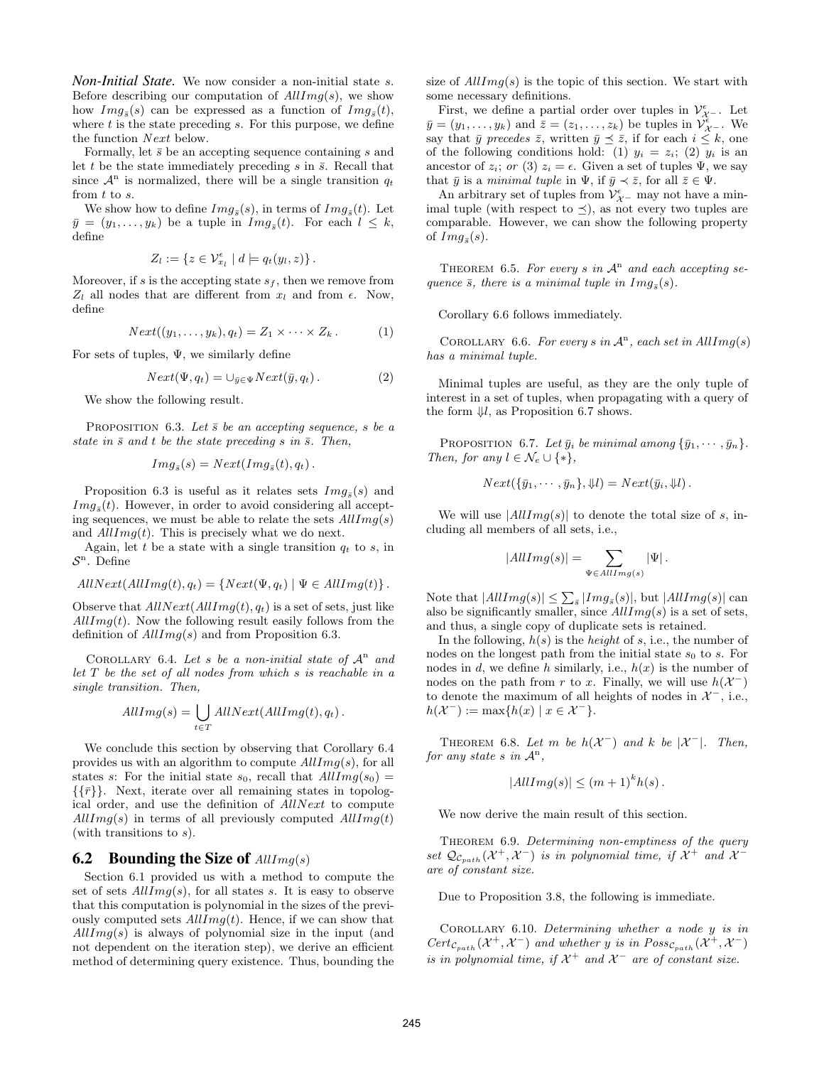***Non-Initial State.*** We now consider a non-initial state $s$. Before describing our computation of $AllImg(s)$, we show how $Img_{\bar{s}}(s)$ can be expressed as a function of $Img_{\bar{s}}(t)$, where $t$ is the state preceding $s$. For this purpose, we define the function $Next$ below.

Formally, let $\bar{s}$ be an accepting sequence containing $s$ and let $t$ be the state immediately preceding $s$ in $\bar{s}$. Recall that since $\mathcal{A}^{\mathrm{n}}$ is normalized, there will be a single transition $q_t$ from $t$ to $s$.

We show how to define $Img_{\bar{s}}(s)$, in terms of $Img_{\bar{s}}(t)$. Let $\bar{y} = (y_1, \ldots, y_k)$ be a tuple in $Img_{\bar{s}}(t)$. For each $l \leq k$, define

$$Z_l := \{z \in \mathcal{V}^{\epsilon}_{x_l} \mid d \models q_t(y_l, z)\}.$$

Moreover, if $s$ is the accepting state $s_f$, then we remove from $Z_l$ all nodes that are different from $x_l$ and from $\epsilon$. Now, define

$$Next((y_1, \ldots, y_k), q_t) = Z_1 \times \cdots \times Z_k. \tag{1}$$

For sets of tuples, $\Psi$, we similarly define

$$Next(\Psi, q_t) = \cup_{\bar{y} \in \Psi} Next(\bar{y}, q_t). \tag{2}$$

We show the following result.

Proposition 6.3. *Let $\bar{s}$ be an accepting sequence, $s$ be a state in $\bar{s}$ and $t$ be the state preceding $s$ in $\bar{s}$. Then,*

$$Img_{\bar{s}}(s) = Next(Img_{\bar{s}}(t), q_t).$$

Proposition 6.3 is useful as it relates sets $Img_{\bar{s}}(s)$ and $Img_{\bar{s}}(t)$. However, in order to avoid considering all accepting sequences, we must be able to relate the sets $AllImg(s)$ and $AllImg(t)$. This is precisely what we do next.

Again, let $t$ be a state with a single transition $q_t$ to $s$, in $\mathcal{S}^{\mathrm{n}}$. Define

$$AllNext(AllImg(t), q_t) = \{Next(\Psi, q_t) \mid \Psi \in AllImg(t)\}.$$

Observe that $AllNext(AllImg(t), q_t)$ is a set of sets, just like $AllImg(t)$. Now the following result easily follows from the definition of $AllImg(s)$ and from Proposition 6.3.

Corollary 6.4. *Let $s$ be a non-initial state of $\mathcal{A}^{\mathrm{n}}$ and let $T$ be the set of all nodes from which $s$ is reachable in a single transition. Then,*

$$AllImg(s) = \bigcup_{t \in T} AllNext(AllImg(t), q_t).$$

We conclude this section by observing that Corollary 6.4 provides us with an algorithm to compute $AllImg(s)$, for all states $s$: For the initial state $s_0$, recall that $AllImg(s_0) = \{\{\bar{r}\}\}$. Next, iterate over all remaining states in topological order, and use the definition of *AllNext* to compute $AllImg(s)$ in terms of all previously computed $AllImg(t)$ (with transitions to $s$).

## 6.2 Bounding the Size of $AllImg(s)$

Section 6.1 provided us with a method to compute the set of sets $AllImg(s)$, for all states $s$. It is easy to observe that this computation is polynomial in the sizes of the previously computed sets $AllImg(t)$. Hence, if we can show that $AllImg(s)$ is always of polynomial size in the input (and not dependent on the iteration step), we derive an efficient method of determining query existence. Thus, bounding the size of $AllImg(s)$ is the topic of this section. We start with some necessary definitions.

First, we define a partial order over tuples in $\mathcal{V}^{\epsilon}_{\mathcal{X}^-}$. Let $\bar{y} = (y_1, \ldots, y_k)$ and $\bar{z} = (z_1, \ldots, z_k)$ be tuples in $\mathcal{V}^{\epsilon}_{\mathcal{X}^-}$. We say that $\bar{y}$ *precedes* $\bar{z}$, written $\bar{y} \preceq \bar{z}$, if for each $i \leq k$, one of the following conditions hold: (1) $y_i = z_i$; (2) $y_i$ is an ancestor of $z_i$; *or* (3) $z_i = \epsilon$. Given a set of tuples $\Psi$, we say that $\bar{y}$ is a *minimal tuple* in $\Psi$, if $\bar{y} \prec \bar{z}$, for all $\bar{z} \in \Psi$.

An arbitrary set of tuples from $\mathcal{V}^{\epsilon}_{\mathcal{X}^-}$ may not have a minimal tuple (with respect to $\preceq$), as not every two tuples are comparable. However, we can show the following property of $Img_{\bar{s}}(s)$.

Theorem 6.5. *For every $s$ in $\mathcal{A}^{\mathrm{n}}$ and each accepting sequence $\bar{s}$, there is a minimal tuple in $Img_{\bar{s}}(s)$.*

Corollary 6.6 follows immediately.

Corollary 6.6. *For every $s$ in $\mathcal{A}^{\mathrm{n}}$, each set in $AllImg(s)$ has a minimal tuple.*

Minimal tuples are useful, as they are the only tuple of interest in a set of tuples, when propagating with a query of the form $\Downarrow l$, as Proposition 6.7 shows.

Proposition 6.7. *Let $\bar{y}_i$ be minimal among $\{\bar{y}_1, \cdots, \bar{y}_n\}$. Then, for any $l \in \mathcal{N}_e \cup \{*\}$,*

$$Next(\{\bar{y}_1, \cdots, \bar{y}_n\}, \Downarrow l) = Next(\bar{y}_i, \Downarrow l).$$

We will use $|AllImg(s)|$ to denote the total size of $s$, including all members of all sets, i.e.,

$$|AllImg(s)| = \sum_{\Psi \in AllImg(s)} |\Psi|.$$

Note that $|AllImg(s)| \leq \sum_{\bar{s}} |Img_{\bar{s}}(s)|$, but $|AllImg(s)|$ can also be significantly smaller, since $AllImg(s)$ is a set of sets, and thus, a single copy of duplicate sets is retained.

In the following, $h(s)$ is the *height* of $s$, i.e., the number of nodes on the longest path from the initial state $s_0$ to $s$. For nodes in $d$, we define $h$ similarly, i.e., $h(x)$ is the number of nodes on the path from $r$ to $x$. Finally, we will use $h(\mathcal{X}^-)$ to denote the maximum of all heights of nodes in $\mathcal{X}^-$, i.e., $h(\mathcal{X}^-) := \max\{h(x) \mid x \in \mathcal{X}^-\}$.

Theorem 6.8. *Let $m$ be $h(\mathcal{X}^-)$ and $k$ be $|\mathcal{X}^-|$. Then, for any state $s$ in $\mathcal{A}^{\mathrm{n}}$,*

$$|AllImg(s)| \leq (m+1)^k h(s).$$

We now derive the main result of this section.

Theorem 6.9. *Determining non-emptiness of the query set $\mathcal{Q}_{\mathcal{C}_{path}}(\mathcal{X}^+, \mathcal{X}^-)$ is in polynomial time, if $\mathcal{X}^+$ and $\mathcal{X}^-$ are of constant size.*

Due to Proposition 3.8, the following is immediate.

Corollary 6.10. *Determining whether a node $y$ is in $Cert_{\mathcal{C}_{path}}(\mathcal{X}^+, \mathcal{X}^-)$ and whether $y$ is in $Poss_{\mathcal{C}_{path}}(\mathcal{X}^+, \mathcal{X}^-)$ is in polynomial time, if $\mathcal{X}^+$ and $\mathcal{X}^-$ are of constant size.*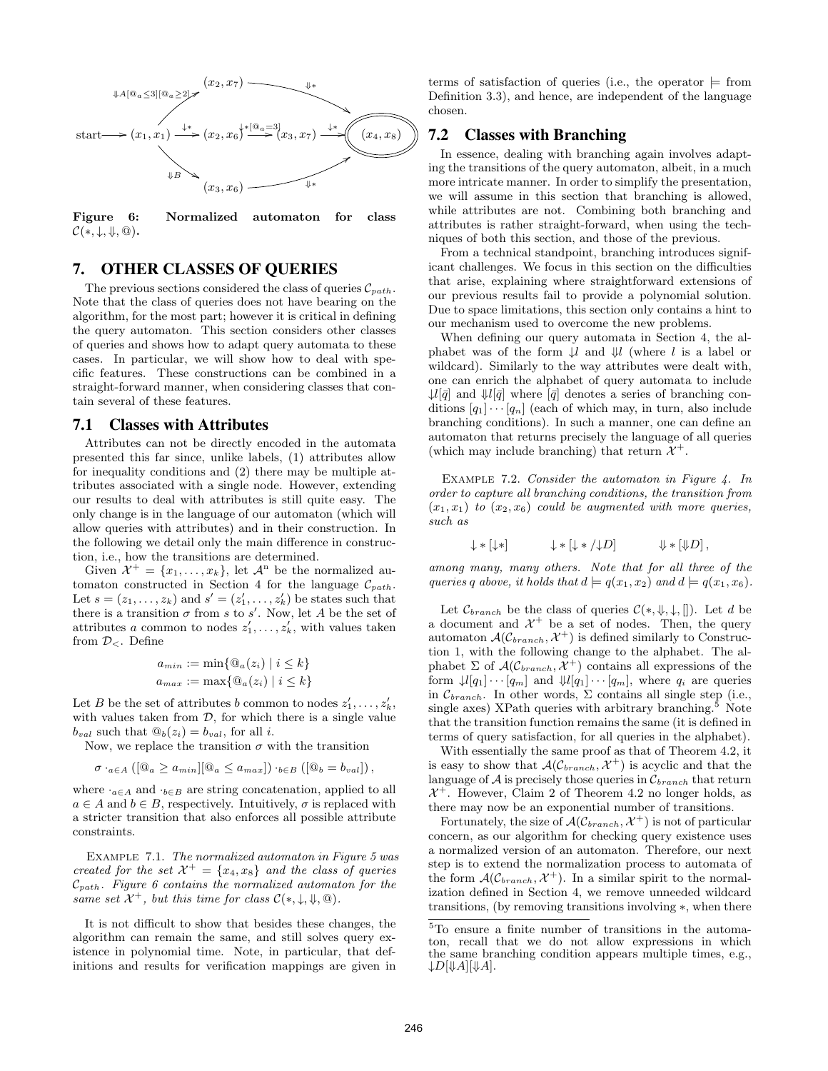Figure 6: Normalized automaton for class $\mathcal{C}(*, \downarrow, \Downarrow, @)$.

## 7. OTHER CLASSES OF QUERIES

The previous sections considered the class of queries $\mathcal{C}_{path}$. Note that the class of queries does not have bearing on the algorithm, for the most part; however it is critical in defining the query automaton. This section considers other classes of queries and shows how to adapt query automata to these cases. In particular, we will show how to deal with specific features. These constructions can be combined in a straight-forward manner, when considering classes that contain several of these features.

### 7.1 Classes with Attributes

Attributes can not be directly encoded in the automata presented this far since, unlike labels, (1) attributes allow for inequality conditions and (2) there may be multiple attributes associated with a single node. However, extending our results to deal with attributes is still quite easy. The only change is in the language of our automaton (which will allow queries with attributes) and in their construction. In the following we detail only the main difference in construction, i.e., how the transitions are determined.

Given $\mathcal{X}^+ = \{x_1, \ldots, x_k\}$, let $\mathcal{A}^n$ be the normalized automaton constructed in Section 4 for the language $\mathcal{C}_{path}$. Let $s = (z_1, \ldots, z_k)$ and $s' = (z'_1, \ldots, z'_k)$ be states such that there is a transition $\sigma$ from $s$ to $s'$. Now, let $A$ be the set of attributes $a$ common to nodes $z'_1, \ldots, z'_k$, with values taken from $\mathcal{D}_<$. Define

$$a_{min} := \min\{@_a(z_i) \mid i \leq k\}$$
$$a_{max} := \max\{@_a(z_i) \mid i \leq k\}$$

Let $B$ be the set of attributes $b$ common to nodes $z'_1, \ldots, z'_k$, with values taken from $\mathcal{D}$, for which there is a single value $b_{val}$ such that $@_b(z_i) = b_{val}$, for all $i$.

Now, we replace the transition $\sigma$ with the transition

$$\sigma \cdot_{a \in A} ([@_a \geq a_{min}][@_a \leq a_{max}]) \cdot_{b \in B} ([@_b = b_{val}]),$$

where $\cdot_{a \in A}$ and $\cdot_{b \in B}$ are string concatenation, applied to all $a \in A$ and $b \in B$, respectively. Intuitively, $\sigma$ is replaced with a stricter transition that also enforces all possible attribute constraints.

Example 7.1. *The normalized automaton in Figure 5 was created for the set $\mathcal{X}^+ = \{x_4, x_8\}$ and the class of queries $\mathcal{C}_{path}$. Figure 6 contains the normalized automaton for the same set $\mathcal{X}^+$, but this time for class $\mathcal{C}(*, \downarrow, \Downarrow, @)$.*

It is not difficult to show that besides these changes, the algorithm can remain the same, and still solves query existence in polynomial time. Note, in particular, that definitions and results for verification mappings are given in terms of satisfaction of queries (i.e., the operator $\models$ from Definition 3.3), and hence, are independent of the language chosen.

### 7.2 Classes with Branching

In essence, dealing with branching again involves adapting the transitions of the query automaton, albeit, in a much more intricate manner. In order to simplify the presentation, we will assume in this section that branching is allowed, while attributes are not. Combining both branching and attributes is rather straight-forward, when using the techniques of both this section, and those of the previous.

From a technical standpoint, branching introduces significant challenges. We focus in this section on the difficulties that arise, explaining where straightforward extensions of our previous results fail to provide a polynomial solution. Due to space limitations, this section only contains a hint to our mechanism used to overcome the new problems.

When defining our query automata in Section 4, the alphabet was of the form $\downarrow l$ and $\Downarrow l$ (where $l$ is a label or wildcard). Similarly to the way attributes were dealt with, one can enrich the alphabet of query automata to include $\downarrow l[\bar{q}]$ and $\Downarrow l[\bar{q}]$ where $[\bar{q}]$ denotes a series of branching conditions $[q_1] \cdots [q_n]$ (each of which may, in turn, also include branching conditions). In such a manner, one can define an automaton that returns precisely the language of all queries (which may include branching) that return $\mathcal{X}^+$.

Example 7.2. *Consider the automaton in Figure 4. In order to capture all branching conditions, the transition from $(x_1, x_1)$ to $(x_2, x_6)$ could be augmented with more queries, such as*

$$\downarrow * [\downarrow *] \qquad \downarrow * [\downarrow * / \downarrow D] \qquad \Downarrow * [\Downarrow D],$$

*among many, many others. Note that for all three of the queries $q$ above, it holds that $d \models q(x_1, x_2)$ and $d \models q(x_1, x_6)$.*

Let $\mathcal{C}_{branch}$ be the class of queries $\mathcal{C}(*, \Downarrow, \downarrow, [])$. Let $d$ be a document and $\mathcal{X}^+$ be a set of nodes. Then, the query automaton $\mathcal{A}(\mathcal{C}_{branch}, \mathcal{X}^+)$ is defined similarly to Construction 1, with the following change to the alphabet. The alphabet $\Sigma$ of $\mathcal{A}(\mathcal{C}_{branch}, \mathcal{X}^+)$ contains all expressions of the form $\downarrow l[q_1] \cdots [q_m]$ and $\Downarrow l[q_1] \cdots [q_m]$, where $q_i$ are queries in $\mathcal{C}_{branch}$. In other words, $\Sigma$ contains all single step (i.e., single axes) XPath queries with arbitrary branching.[5] Note that the transition function remains the same (it is defined in terms of query satisfaction, for all queries in the alphabet).

With essentially the same proof as that of Theorem 4.2, it is easy to show that $\mathcal{A}(\mathcal{C}_{branch}, \mathcal{X}^+)$ is acyclic and that the language of $\mathcal{A}$ is precisely those queries in $\mathcal{C}_{branch}$ that return $\mathcal{X}^+$. However, Claim 2 of Theorem 4.2 no longer holds, as there may now be an exponential number of transitions.

Fortunately, the size of $\mathcal{A}(\mathcal{C}_{branch}, \mathcal{X}^+)$ is not of particular concern, as our algorithm for checking query existence uses a normalized version of an automaton. Therefore, our next step is to extend the normalization process to automata of the form $\mathcal{A}(\mathcal{C}_{branch}, \mathcal{X}^+)$. In a similar spirit to the normalization defined in Section 4, we remove unneeded wildcard transitions, (by removing transitions involving $*$, when there

[5] To ensure a finite number of transitions in the automaton, recall that we do not allow expressions in which the same branching condition appears multiple times, e.g., $\downarrow D[\Downarrow A][\Downarrow A]$.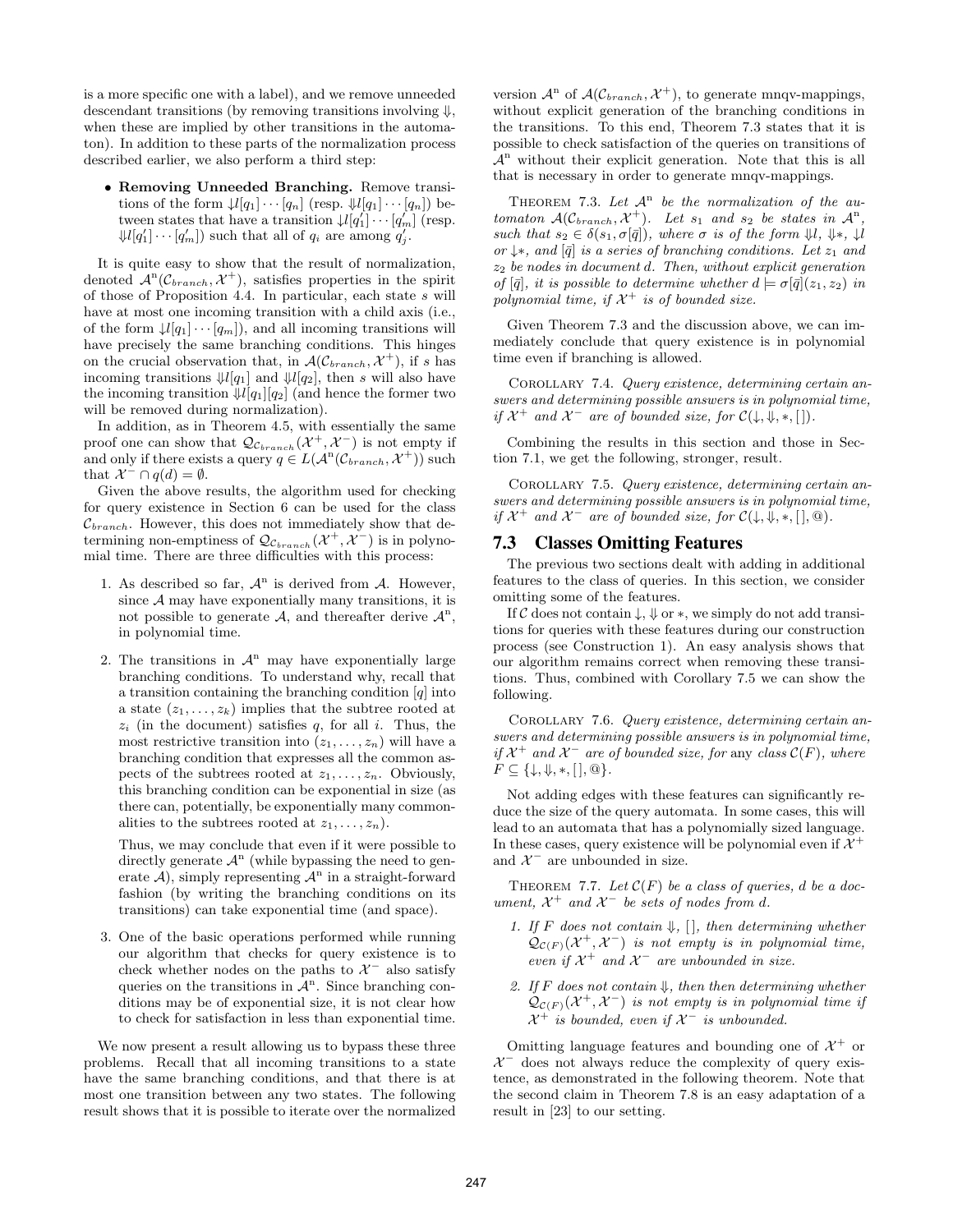is a more specific one with a label), and we remove unneeded descendant transitions (by removing transitions involving $\Downarrow$, when these are implied by other transitions in the automaton). In addition to these parts of the normalization process described earlier, we also perform a third step:

- **Removing Unneeded Branching.** Remove transitions of the form $\downarrow l[q_1]\cdots[q_n]$ (resp. $\Downarrow l[q_1]\cdots[q_n]$) between states that have a transition $\downarrow l[q_1']\cdots[q_m']$ (resp. $\Downarrow l[q_1']\cdots[q_m']$) such that all of $q_i$ are among $q_j'$.

It is quite easy to show that the result of normalization, denoted $\mathcal{A}^{\mathrm{n}}(\mathcal{C}_{branch}, \mathcal{X}^+)$, satisfies properties in the spirit of those of Proposition 4.4. In particular, each state $s$ will have at most one incoming transition with a child axis (i.e., of the form $\downarrow l[q_1]\cdots[q_m]$), and all incoming transitions will have precisely the same branching conditions. This hinges on the crucial observation that, in $\mathcal{A}(\mathcal{C}_{branch}, \mathcal{X}^+)$, if $s$ has incoming transitions $\Downarrow l[q_1]$ and $\Downarrow l[q_2]$, then $s$ will also have the incoming transition $\Downarrow l[q_1][q_2]$ (and hence the former two will be removed during normalization).

In addition, as in Theorem 4.5, with essentially the same proof one can show that $\mathcal{Q}_{\mathcal{C}_{branch}}(\mathcal{X}^+, \mathcal{X}^-)$ is not empty if and only if there exists a query $q \in L(\mathcal{A}^{\mathrm{n}}(\mathcal{C}_{branch}, \mathcal{X}^+))$ such that $\mathcal{X}^- \cap q(d) = \emptyset$.

Given the above results, the algorithm used for checking for query existence in Section 6 can be used for the class $\mathcal{C}_{branch}$. However, this does not immediately show that determining non-emptiness of $\mathcal{Q}_{\mathcal{C}_{branch}}(\mathcal{X}^+, \mathcal{X}^-)$ is in polynomial time. There are three difficulties with this process:

1. As described so far, $\mathcal{A}^{\mathrm{n}}$ is derived from $\mathcal{A}$. However, since $\mathcal{A}$ may have exponentially many transitions, it is not possible to generate $\mathcal{A}$, and thereafter derive $\mathcal{A}^{\mathrm{n}}$, in polynomial time.
2. The transitions in $\mathcal{A}^{\mathrm{n}}$ may have exponentially large branching conditions. To understand why, recall that a transition containing the branching condition $[q]$ into a state $(z_1, \ldots, z_k)$ implies that the subtree rooted at $z_i$ (in the document) satisfies $q$, for all $i$. Thus, the most restrictive transition into $(z_1, \ldots, z_n)$ will have a branching condition that expresses all the common aspects of the subtrees rooted at $z_1, \ldots, z_n$. Obviously, this branching condition can be exponential in size (as there can, potentially, be exponentially many commonalities to the subtrees rooted at $z_1, \ldots, z_n$).

   Thus, we may conclude that even if it were possible to directly generate $\mathcal{A}^{\mathrm{n}}$ (while bypassing the need to generate $\mathcal{A}$), simply representing $\mathcal{A}^{\mathrm{n}}$ in a straight-forward fashion (by writing the branching conditions on its transitions) can take exponential time (and space).
3. One of the basic operations performed while running our algorithm that checks for query existence is to check whether nodes on the paths to $\mathcal{X}^-$ also satisfy queries on the transitions in $\mathcal{A}^{\mathrm{n}}$. Since branching conditions may be of exponential size, it is not clear how to check for satisfaction in less than exponential time.

We now present a result allowing us to bypass these three problems. Recall that all incoming transitions to a state have the same branching conditions, and that there is at most one transition between any two states. The following result shows that it is possible to iterate over the normalized version $\mathcal{A}^{\mathrm{n}}$ of $\mathcal{A}(\mathcal{C}_{branch}, \mathcal{X}^+)$, to generate mnqv-mappings, without explicit generation of the branching conditions in the transitions. To this end, Theorem 7.3 states that it is possible to check satisfaction of the queries on transitions of $\mathcal{A}^{\mathrm{n}}$ without their explicit generation. Note that this is all that is necessary in order to generate mnqv-mappings.

THEOREM 7.3. *Let $\mathcal{A}^{\mathrm{n}}$ be the normalization of the automaton $\mathcal{A}(\mathcal{C}_{branch}, \mathcal{X}^+)$. Let $s_1$ and $s_2$ be states in $\mathcal{A}^{\mathrm{n}}$, such that $s_2 \in \delta(s_1, \sigma[\bar{q}])$, where $\sigma$ is of the form $\Downarrow l$, $\Downarrow *$, $\downarrow l$ or $\downarrow *$, and $[\bar{q}]$ is a series of branching conditions. Let $z_1$ and $z_2$ be nodes in document $d$. Then, without explicit generation of $[\bar{q}]$, it is possible to determine whether $d \models \sigma[\bar{q}](z_1, z_2)$ in polynomial time, if $\mathcal{X}^+$ is of bounded size.*

Given Theorem 7.3 and the discussion above, we can immediately conclude that query existence is in polynomial time even if branching is allowed.

COROLLARY 7.4. *Query existence, determining certain answers and determining possible answers is in polynomial time, if $\mathcal{X}^+$ and $\mathcal{X}^-$ are of bounded size, for $\mathcal{C}(\downarrow, \Downarrow, *, [\,])$.*

Combining the results in this section and those in Section 7.1, we get the following, stronger, result.

COROLLARY 7.5. *Query existence, determining certain answers and determining possible answers is in polynomial time, if $\mathcal{X}^+$ and $\mathcal{X}^-$ are of bounded size, for $\mathcal{C}(\downarrow, \Downarrow, *, [\,], @)$.*

## 7.3 Classes Omitting Features

The previous two sections dealt with adding in additional features to the class of queries. In this section, we consider omitting some of the features.

If $\mathcal{C}$ does not contain $\downarrow$, $\Downarrow$ or $*$, we simply do not add transitions for queries with these features during our construction process (see Construction 1). An easy analysis shows that our algorithm remains correct when removing these transitions. Thus, combined with Corollary 7.5 we can show the following.

COROLLARY 7.6. *Query existence, determining certain answers and determining possible answers is in polynomial time, if $\mathcal{X}^+$ and $\mathcal{X}^-$ are of bounded size, for* any *class $\mathcal{C}(F)$, where $F \subseteq \{\downarrow, \Downarrow, *, [\,], @\}$.*

Not adding edges with these features can significantly reduce the size of the query automata. In some cases, this will lead to an automata that has a polynomially sized language. In these cases, query existence will be polynomial even if $\mathcal{X}^+$ and $\mathcal{X}^-$ are unbounded in size.

THEOREM 7.7. *Let $\mathcal{C}(F)$ be a class of queries, $d$ be a document, $\mathcal{X}^+$ and $\mathcal{X}^-$ be sets of nodes from $d$.*

1. *If $F$ does not contain $\Downarrow$, $[\,]$, then determining whether $\mathcal{Q}_{\mathcal{C}(F)}(\mathcal{X}^+, \mathcal{X}^-)$ is not empty is in polynomial time, even if $\mathcal{X}^+$ and $\mathcal{X}^-$ are unbounded in size.*
2. *If $F$ does not contain $\Downarrow$, then then determining whether $\mathcal{Q}_{\mathcal{C}(F)}(\mathcal{X}^+, \mathcal{X}^-)$ is not empty is in polynomial time if $\mathcal{X}^+$ is bounded, even if $\mathcal{X}^-$ is unbounded.*

Omitting language features and bounding one of $\mathcal{X}^+$ or $\mathcal{X}^-$ does not always reduce the complexity of query existence, as demonstrated in the following theorem. Note that the second claim in Theorem 7.8 is an easy adaptation of a result in [23] to our setting.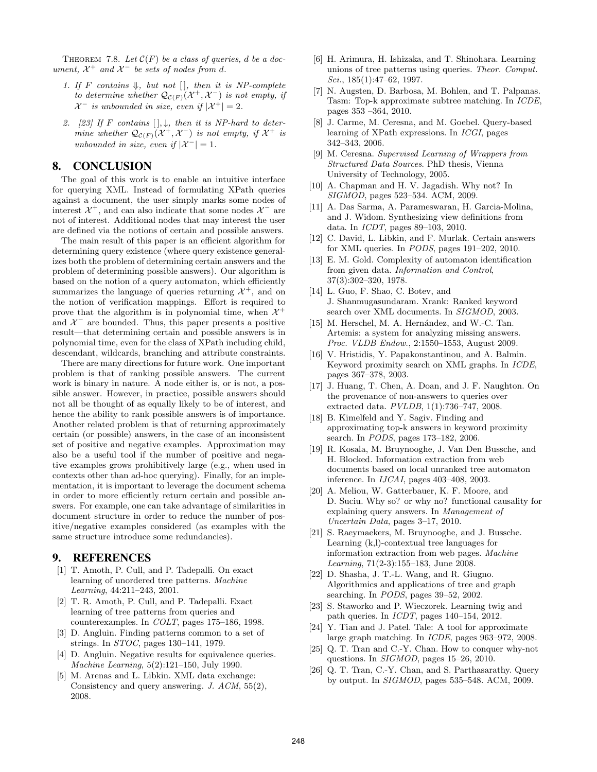THEOREM 7.8. *Let $\mathcal{C}(F)$ be a class of queries, d be a document, $\mathcal{X}^+$ and $\mathcal{X}^-$ be sets of nodes from d.*

1. *If F contains $\Downarrow$, but not [], then it is NP-complete to determine whether $\mathcal{Q}_{\mathcal{C}(F)}(\mathcal{X}^+, \mathcal{X}^-)$ is not empty, if $\mathcal{X}^-$ is unbounded in size, even if $|\mathcal{X}^+| = 2$.*
2. *[23] If F contains $[], \downarrow$, then it is NP-hard to determine whether $\mathcal{Q}_{\mathcal{C}(F)}(\mathcal{X}^+, \mathcal{X}^-)$ is not empty, if $\mathcal{X}^+$ is unbounded in size, even if $|\mathcal{X}^-| = 1$.*

## 8. CONCLUSION

The goal of this work is to enable an intuitive interface for querying XML. Instead of formulating XPath queries against a document, the user simply marks some nodes of interest $\mathcal{X}^+$, and can also indicate that some nodes $\mathcal{X}^-$ are not of interest. Additional nodes that may interest the user are defined via the notions of certain and possible answers.

The main result of this paper is an efficient algorithm for determining query existence (where query existence generalizes both the problem of determining certain answers and the problem of determining possible answers). Our algorithm is based on the notion of a query automaton, which efficiently summarizes the language of queries returning $\mathcal{X}^+$, and on the notion of verification mappings. Effort is required to prove that the algorithm is in polynomial time, when $\mathcal{X}^+$ and $\mathcal{X}^-$ are bounded. Thus, this paper presents a positive result—that determining certain and possible answers is in polynomial time, even for the class of XPath including child, descendant, wildcards, branching and attribute constraints.

There are many directions for future work. One important problem is that of ranking possible answers. The current work is binary in nature. A node either is, or is not, a possible answer. However, in practice, possible answers should not all be thought of as equally likely to be of interest, and hence the ability to rank possible answers is of importance. Another related problem is that of returning approximately certain (or possible) answers, in the case of an inconsistent set of positive and negative examples. Approximation may also be a useful tool if the number of positive and negative examples grows prohibitively large (e.g., when used in contexts other than ad-hoc querying). Finally, for an implementation, it is important to leverage the document schema in order to more efficiently return certain and possible answers. For example, one can take advantage of similarities in document structure in order to reduce the number of positive/negative examples considered (as examples with the same structure introduce some redundancies).

## 9. REFERENCES

[1] T. Amoth, P. Cull, and P. Tadepalli. On exact learning of unordered tree patterns. *Machine Learning*, 44:211–243, 2001.

[2] T. R. Amoth, P. Cull, and P. Tadepalli. Exact learning of tree patterns from queries and counterexamples. In *COLT*, pages 175–186, 1998.

[3] D. Angluin. Finding patterns common to a set of strings. In *STOC*, pages 130–141, 1979.

[4] D. Angluin. Negative results for equivalence queries. *Machine Learning*, 5(2):121–150, July 1990.

[5] M. Arenas and L. Libkin. XML data exchange: Consistency and query answering. *J. ACM*, 55(2), 2008.

[6] H. Arimura, H. Ishizaka, and T. Shinohara. Learning unions of tree patterns using queries. *Theor. Comput. Sci.*, 185(1):47–62, 1997.

[7] N. Augsten, D. Barbosa, M. Bohlen, and T. Palpanas. Tasm: Top-k approximate subtree matching. In *ICDE*, pages 353 –364, 2010.

[8] J. Carme, M. Ceresna, and M. Goebel. Query-based learning of XPath expressions. In *ICGI*, pages 342–343, 2006.

[9] M. Ceresna. *Supervised Learning of Wrappers from Structured Data Sources*. PhD thesis, Vienna University of Technology, 2005.

[10] A. Chapman and H. V. Jagadish. Why not? In *SIGMOD*, pages 523–534. ACM, 2009.

[11] A. Das Sarma, A. Parameswaran, H. Garcia-Molina, and J. Widom. Synthesizing view definitions from data. In *ICDT*, pages 89–103, 2010.

[12] C. David, L. Libkin, and F. Murlak. Certain answers for XML queries. In *PODS*, pages 191–202, 2010.

[13] E. M. Gold. Complexity of automaton identification from given data. *Information and Control*, 37(3):302–320, 1978.

[14] L. Guo, F. Shao, C. Botev, and J. Shanmugasundaram. Xrank: Ranked keyword search over XML documents. In *SIGMOD*, 2003.

[15] M. Herschel, M. A. Hernández, and W.-C. Tan. Artemis: a system for analyzing missing answers. *Proc. VLDB Endow.*, 2:1550–1553, August 2009.

[16] V. Hristidis, Y. Papakonstantinou, and A. Balmin. Keyword proximity search on XML graphs. In *ICDE*, pages 367–378, 2003.

[17] J. Huang, T. Chen, A. Doan, and J. F. Naughton. On the provenance of non-answers to queries over extracted data. *PVLDB*, 1(1):736–747, 2008.

[18] B. Kimelfeld and Y. Sagiv. Finding and approximating top-k answers in keyword proximity search. In *PODS*, pages 173–182, 2006.

[19] R. Kosala, M. Bruynooghe, J. Van Den Bussche, and H. Blocked. Information extraction from web documents based on local unranked tree automaton inference. In *IJCAI*, pages 403–408, 2003.

[20] A. Meliou, W. Gatterbauer, K. F. Moore, and D. Suciu. Why so? or why no? functional causality for explaining query answers. In *Management of Uncertain Data*, pages 3–17, 2010.

[21] S. Raeymaekers, M. Bruynooghe, and J. Bussche. Learning (k,l)-contextual tree languages for information extraction from web pages. *Machine Learning*, 71(2-3):155–183, June 2008.

[22] D. Shasha, J. T.-L. Wang, and R. Giugno. Algorithmics and applications of tree and graph searching. In *PODS*, pages 39–52, 2002.

[23] S. Staworko and P. Wieczorek. Learning twig and path queries. In *ICDT*, pages 140–154, 2012.

[24] Y. Tian and J. Patel. Tale: A tool for approximate large graph matching. In *ICDE*, pages 963–972, 2008.

[25] Q. T. Tran and C.-Y. Chan. How to conquer why-not questions. In *SIGMOD*, pages 15–26, 2010.

[26] Q. T. Tran, C.-Y. Chan, and S. Parthasarathy. Query by output. In *SIGMOD*, pages 535–548. ACM, 2009.